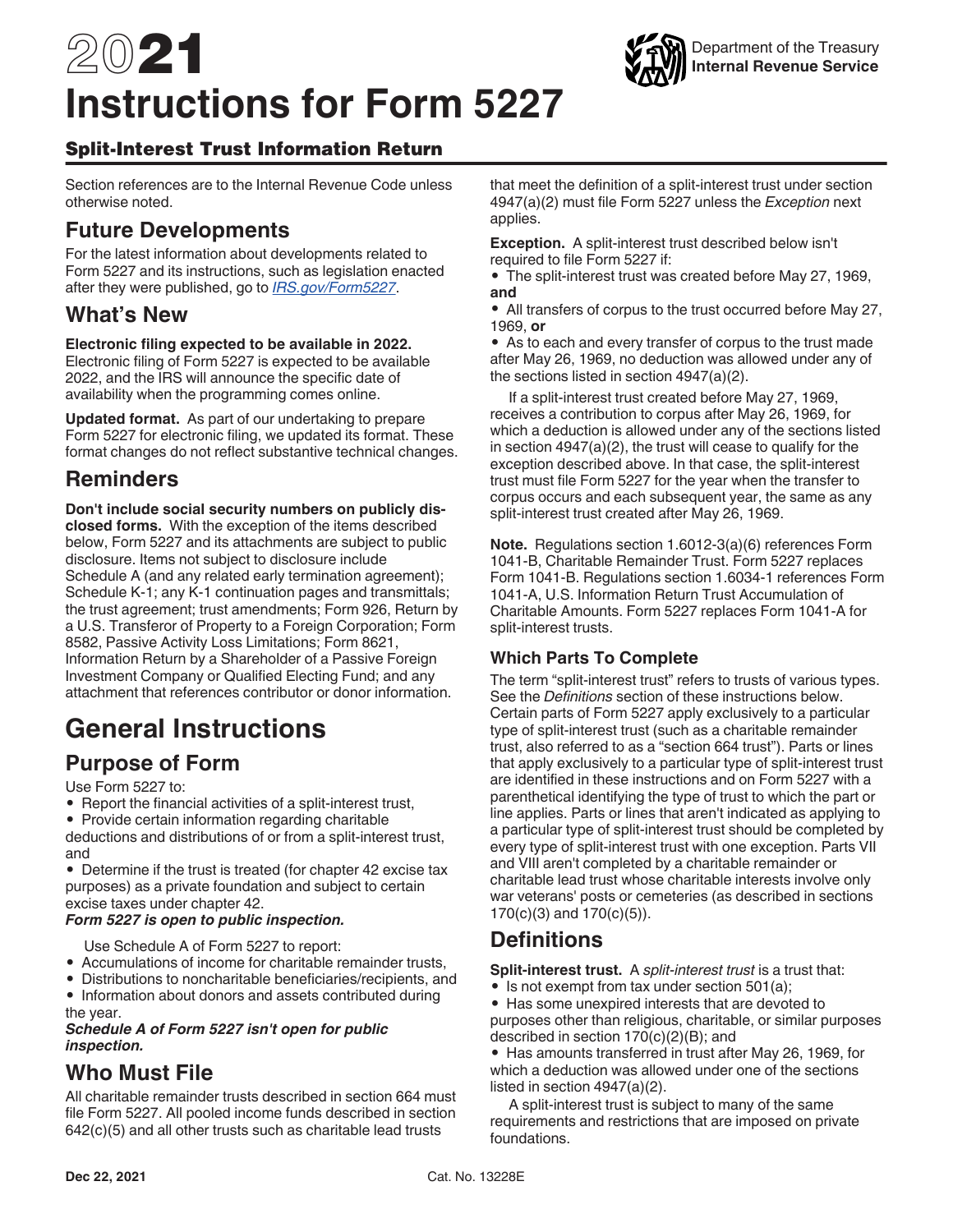# 2021 Instructions for Form 5227

Department of the Treasury
Internal Revenue Service

## Split-Interest Trust Information Return

Section references are to the Internal Revenue Code unless otherwise noted.

## Future Developments

For the latest information about developments related to Form 5227 and its instructions, such as legislation enacted after they were published, go to *IRS.gov/Form5227*.

## What's New

**Electronic filing expected to be available in 2022.** Electronic filing of Form 5227 is expected to be available 2022, and the IRS will announce the specific date of availability when the programming comes online.

**Updated format.** As part of our undertaking to prepare Form 5227 for electronic filing, we updated its format. These format changes do not reflect substantive technical changes.

## Reminders

**Don't include social security numbers on publicly disclosed forms.** With the exception of the items described below, Form 5227 and its attachments are subject to public disclosure. Items not subject to disclosure include Schedule A (and any related early termination agreement); Schedule K-1; any K-1 continuation pages and transmittals; the trust agreement; trust amendments; Form 926, Return by a U.S. Transferor of Property to a Foreign Corporation; Form 8582, Passive Activity Loss Limitations; Form 8621, Information Return by a Shareholder of a Passive Foreign Investment Company or Qualified Electing Fund; and any attachment that references contributor or donor information.

# General Instructions

## Purpose of Form

Use Form 5227 to:

- Report the financial activities of a split-interest trust,
- Provide certain information regarding charitable deductions and distributions of or from a split-interest trust, and
- Determine if the trust is treated (for chapter 42 excise tax purposes) as a private foundation and subject to certain excise taxes under chapter 42.

***Form 5227 is open to public inspection.***

Use Schedule A of Form 5227 to report:

- Accumulations of income for charitable remainder trusts,
- Distributions to noncharitable beneficiaries/recipients, and
- Information about donors and assets contributed during the year.

***Schedule A of Form 5227 isn't open for public inspection.***

## Who Must File

All charitable remainder trusts described in section 664 must file Form 5227. All pooled income funds described in section 642(c)(5) and all other trusts such as charitable lead trusts that meet the definition of a split-interest trust under section 4947(a)(2) must file Form 5227 unless the *Exception* next applies.

**Exception.** A split-interest trust described below isn't required to file Form 5227 if:

- The split-interest trust was created before May 27, 1969, **and**
- All transfers of corpus to the trust occurred before May 27, 1969, **or**
- As to each and every transfer of corpus to the trust made after May 26, 1969, no deduction was allowed under any of the sections listed in section 4947(a)(2).

If a split-interest trust created before May 27, 1969, receives a contribution to corpus after May 26, 1969, for which a deduction is allowed under any of the sections listed in section 4947(a)(2), the trust will cease to qualify for the exception described above. In that case, the split-interest trust must file Form 5227 for the year when the transfer to corpus occurs and each subsequent year, the same as any split-interest trust created after May 26, 1969.

**Note.** Regulations section 1.6012-3(a)(6) references Form 1041-B, Charitable Remainder Trust. Form 5227 replaces Form 1041-B. Regulations section 1.6034-1 references Form 1041-A, U.S. Information Return Trust Accumulation of Charitable Amounts. Form 5227 replaces Form 1041-A for split-interest trusts.

### Which Parts To Complete

The term "split-interest trust" refers to trusts of various types. See the *Definitions* section of these instructions below. Certain parts of Form 5227 apply exclusively to a particular type of split-interest trust (such as a charitable remainder trust, also referred to as a "section 664 trust"). Parts or lines that apply exclusively to a particular type of split-interest trust are identified in these instructions and on Form 5227 with a parenthetical identifying the type of trust to which the part or line applies. Parts or lines that aren't indicated as applying to a particular type of split-interest trust should be completed by every type of split-interest trust with one exception. Parts VII and VIII aren't completed by a charitable remainder or charitable lead trust whose charitable interests involve only war veterans' posts or cemeteries (as described in sections 170(c)(3) and 170(c)(5)).

## Definitions

**Split-interest trust.** A *split-interest trust* is a trust that:

- Is not exempt from tax under section 501(a);
- Has some unexpired interests that are devoted to purposes other than religious, charitable, or similar purposes described in section 170(c)(2)(B); and
- Has amounts transferred in trust after May 26, 1969, for which a deduction was allowed under one of the sections listed in section 4947(a)(2).

A split-interest trust is subject to many of the same requirements and restrictions that are imposed on private foundations.

Dec 22, 2021 Cat. No. 13228E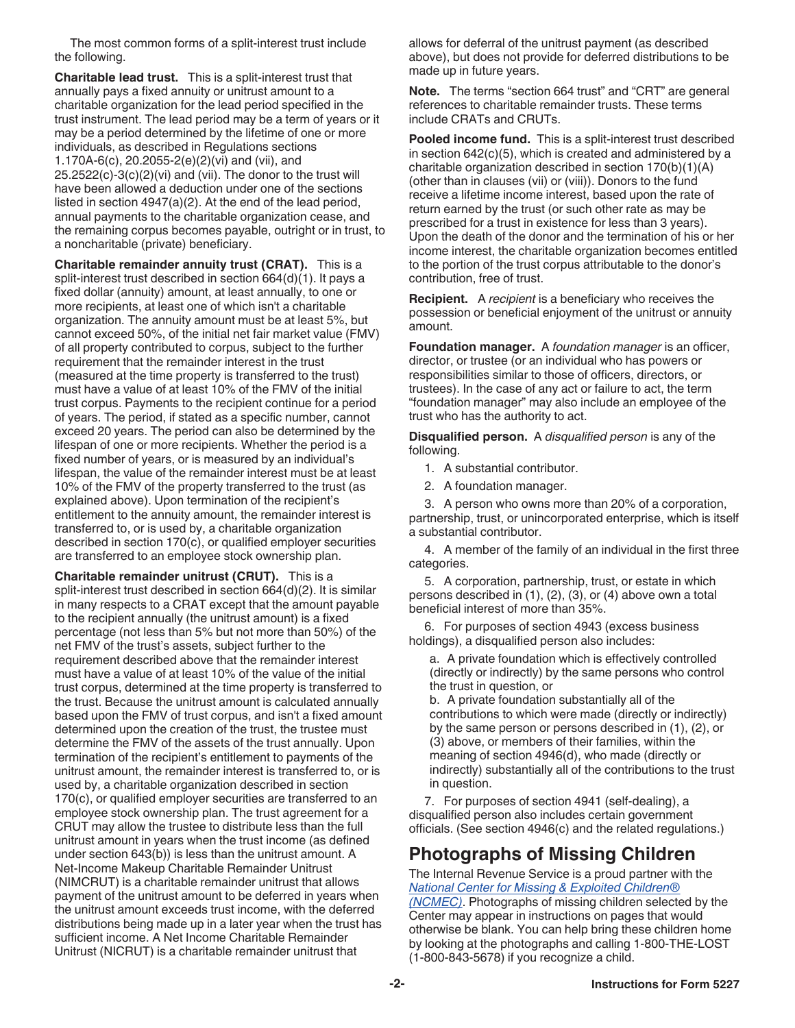The most common forms of a split-interest trust include the following.

**Charitable lead trust.** This is a split-interest trust that annually pays a fixed annuity or unitrust amount to a charitable organization for the lead period specified in the trust instrument. The lead period may be a term of years or it may be a period determined by the lifetime of one or more individuals, as described in Regulations sections 1.170A-6(c), 20.2055-2(e)(2)(vi) and (vii), and 25.2522(c)-3(c)(2)(vi) and (vii). The donor to the trust will have been allowed a deduction under one of the sections listed in section 4947(a)(2). At the end of the lead period, annual payments to the charitable organization cease, and the remaining corpus becomes payable, outright or in trust, to a noncharitable (private) beneficiary.

**Charitable remainder annuity trust (CRAT).** This is a split-interest trust described in section 664(d)(1). It pays a fixed dollar (annuity) amount, at least annually, to one or more recipients, at least one of which isn't a charitable organization. The annuity amount must be at least 5%, but cannot exceed 50%, of the initial net fair market value (FMV) of all property contributed to corpus, subject to the further requirement that the remainder interest in the trust (measured at the time property is transferred to the trust) must have a value of at least 10% of the FMV of the initial trust corpus. Payments to the recipient continue for a period of years. The period, if stated as a specific number, cannot exceed 20 years. The period can also be determined by the lifespan of one or more recipients. Whether the period is a fixed number of years, or is measured by an individual's lifespan, the value of the remainder interest must be at least 10% of the FMV of the property transferred to the trust (as explained above). Upon termination of the recipient's entitlement to the annuity amount, the remainder interest is transferred to, or is used by, a charitable organization described in section 170(c), or qualified employer securities are transferred to an employee stock ownership plan.

**Charitable remainder unitrust (CRUT).** This is a split-interest trust described in section 664(d)(2). It is similar in many respects to a CRAT except that the amount payable to the recipient annually (the unitrust amount) is a fixed percentage (not less than 5% but not more than 50%) of the net FMV of the trust's assets, subject further to the requirement described above that the remainder interest must have a value of at least 10% of the value of the initial trust corpus, determined at the time property is transferred to the trust. Because the unitrust amount is calculated annually based upon the FMV of trust corpus, and isn't a fixed amount determined upon the creation of the trust, the trustee must determine the FMV of the assets of the trust annually. Upon termination of the recipient's entitlement to payments of the unitrust amount, the remainder interest is transferred to, or is used by, a charitable organization described in section 170(c), or qualified employer securities are transferred to an employee stock ownership plan. The trust agreement for a CRUT may allow the trustee to distribute less than the full unitrust amount in years when the trust income (as defined under section 643(b)) is less than the unitrust amount. A Net-Income Makeup Charitable Remainder Unitrust (NIMCRUT) is a charitable remainder unitrust that allows payment of the unitrust amount to be deferred in years when the unitrust amount exceeds trust income, with the deferred distributions being made up in a later year when the trust has sufficient income. A Net Income Charitable Remainder Unitrust (NICRUT) is a charitable remainder unitrust that allows for deferral of the unitrust payment (as described above), but does not provide for deferred distributions to be made up in future years.

**Note.** The terms "section 664 trust" and "CRT" are general references to charitable remainder trusts. These terms include CRATs and CRUTs.

**Pooled income fund.** This is a split-interest trust described in section 642(c)(5), which is created and administered by a charitable organization described in section 170(b)(1)(A) (other than in clauses (vii) or (viii)). Donors to the fund receive a lifetime income interest, based upon the rate of return earned by the trust (or such other rate as may be prescribed for a trust in existence for less than 3 years). Upon the death of the donor and the termination of his or her income interest, the charitable organization becomes entitled to the portion of the trust corpus attributable to the donor's contribution, free of trust.

**Recipient.** A *recipient* is a beneficiary who receives the possession or beneficial enjoyment of the unitrust or annuity amount.

**Foundation manager.** A *foundation manager* is an officer, director, or trustee (or an individual who has powers or responsibilities similar to those of officers, directors, or trustees). In the case of any act or failure to act, the term "foundation manager" may also include an employee of the trust who has the authority to act.

**Disqualified person.** A *disqualified person* is any of the following.

1. A substantial contributor.
2. A foundation manager.
3. A person who owns more than 20% of a corporation, partnership, trust, or unincorporated enterprise, which is itself a substantial contributor.
4. A member of the family of an individual in the first three categories.
5. A corporation, partnership, trust, or estate in which persons described in (1), (2), (3), or (4) above own a total beneficial interest of more than 35%.
6. For purposes of section 4943 (excess business holdings), a disqualified person also includes:

   a. A private foundation which is effectively controlled (directly or indirectly) by the same persons who control the trust in question, or

   b. A private foundation substantially all of the contributions to which were made (directly or indirectly) by the same person or persons described in (1), (2), or (3) above, or members of their families, within the meaning of section 4946(d), who made (directly or indirectly) substantially all of the contributions to the trust in question.

7. For purposes of section 4941 (self-dealing), a disqualified person also includes certain government officials. (See section 4946(c) and the related regulations.)

## Photographs of Missing Children

The Internal Revenue Service is a proud partner with the *National Center for Missing & Exploited Children® (NCMEC)*. Photographs of missing children selected by the Center may appear in instructions on pages that would otherwise be blank. You can help bring these children home by looking at the photographs and calling 1-800-THE-LOST (1-800-843-5678) if you recognize a child.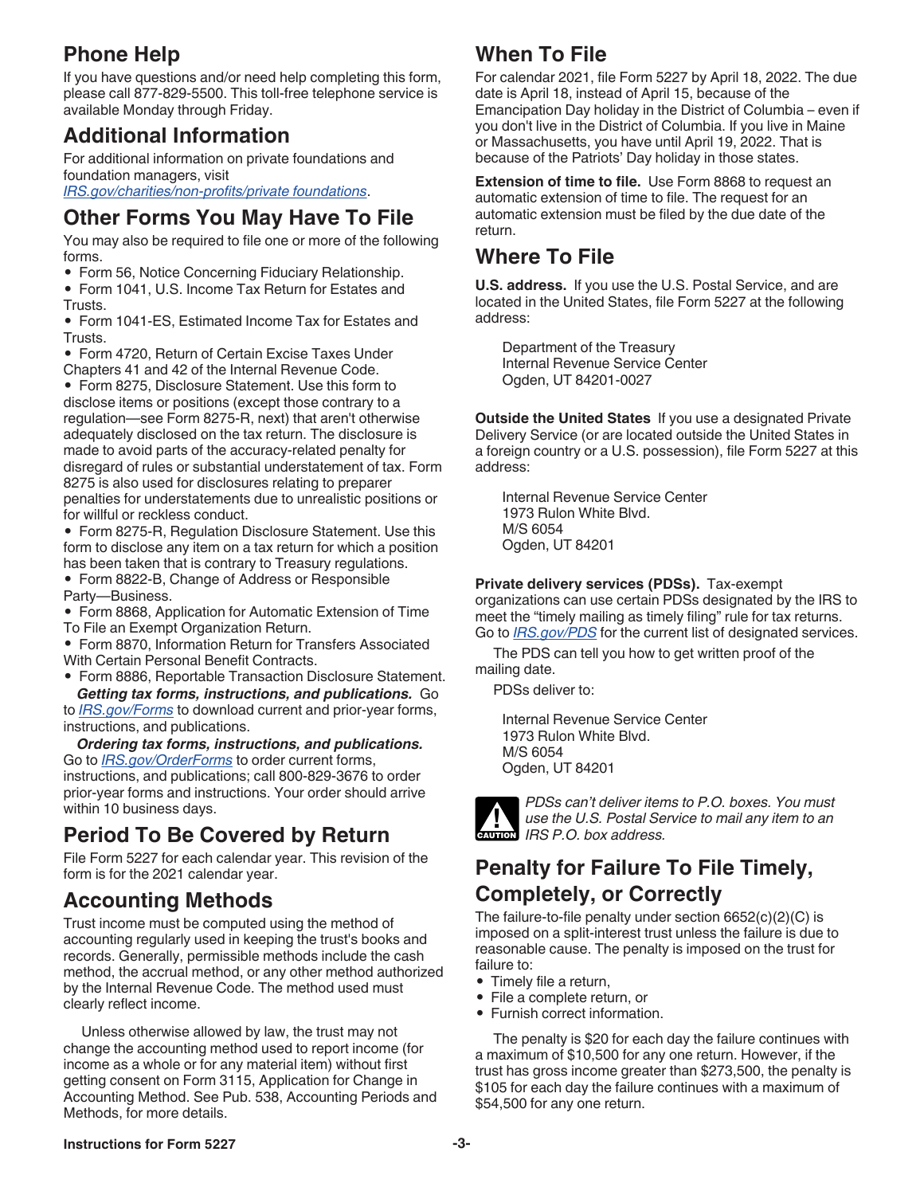## Phone Help

If you have questions and/or need help completing this form, please call 877-829-5500. This toll-free telephone service is available Monday through Friday.

## Additional Information

For additional information on private foundations and foundation managers, visit *IRS.gov/charities/non-profits/private foundations*.

## Other Forms You May Have To File

You may also be required to file one or more of the following forms.

- Form 56, Notice Concerning Fiduciary Relationship.
- Form 1041, U.S. Income Tax Return for Estates and Trusts.
- Form 1041-ES, Estimated Income Tax for Estates and Trusts.
- Form 4720, Return of Certain Excise Taxes Under Chapters 41 and 42 of the Internal Revenue Code.
- Form 8275, Disclosure Statement. Use this form to disclose items or positions (except those contrary to a regulation—see Form 8275-R, next) that aren't otherwise adequately disclosed on the tax return. The disclosure is made to avoid parts of the accuracy-related penalty for disregard of rules or substantial understatement of tax. Form 8275 is also used for disclosures relating to preparer penalties for understatements due to unrealistic positions or for willful or reckless conduct.
- Form 8275-R, Regulation Disclosure Statement. Use this form to disclose any item on a tax return for which a position has been taken that is contrary to Treasury regulations.
- Form 8822-B, Change of Address or Responsible Party—Business.
- Form 8868, Application for Automatic Extension of Time To File an Exempt Organization Return.
- Form 8870, Information Return for Transfers Associated With Certain Personal Benefit Contracts.
- Form 8886, Reportable Transaction Disclosure Statement.

***Getting tax forms, instructions, and publications.*** Go to *IRS.gov/Forms* to download current and prior-year forms, instructions, and publications.

***Ordering tax forms, instructions, and publications.*** Go to *IRS.gov/OrderForms* to order current forms, instructions, and publications; call 800-829-3676 to order prior-year forms and instructions. Your order should arrive within 10 business days.

## Period To Be Covered by Return

File Form 5227 for each calendar year. This revision of the form is for the 2021 calendar year.

## Accounting Methods

Trust income must be computed using the method of accounting regularly used in keeping the trust's books and records. Generally, permissible methods include the cash method, the accrual method, or any other method authorized by the Internal Revenue Code. The method used must clearly reflect income.

Unless otherwise allowed by law, the trust may not change the accounting method used to report income (for income as a whole or for any material item) without first getting consent on Form 3115, Application for Change in Accounting Method. See Pub. 538, Accounting Periods and Methods, for more details.

## When To File

For calendar 2021, file Form 5227 by April 18, 2022. The due date is April 18, instead of April 15, because of the Emancipation Day holiday in the District of Columbia – even if you don't live in the District of Columbia. If you live in Maine or Massachusetts, you have until April 19, 2022. That is because of the Patriots' Day holiday in those states.

**Extension of time to file.** Use Form 8868 to request an automatic extension of time to file. The request for an automatic extension must be filed by the due date of the return.

## Where To File

**U.S. address.** If you use the U.S. Postal Service, and are located in the United States, file Form 5227 at the following address:

Department of the Treasury
Internal Revenue Service Center
Ogden, UT 84201-0027

**Outside the United States** If you use a designated Private Delivery Service (or are located outside the United States in a foreign country or a U.S. possession), file Form 5227 at this address:

Internal Revenue Service Center
1973 Rulon White Blvd.
M/S 6054
Ogden, UT 84201

**Private delivery services (PDSs).** Tax-exempt organizations can use certain PDSs designated by the IRS to meet the "timely mailing as timely filing" rule for tax returns. Go to *IRS.gov/PDS* for the current list of designated services.

The PDS can tell you how to get written proof of the mailing date.

PDSs deliver to:

Internal Revenue Service Center
1973 Rulon White Blvd.
M/S 6054
Ogden, UT 84201

CAUTION: *PDSs can't deliver items to P.O. boxes. You must use the U.S. Postal Service to mail any item to an IRS P.O. box address.*

## Penalty for Failure To File Timely, Completely, or Correctly

The failure-to-file penalty under section 6652(c)(2)(C) is imposed on a split-interest trust unless the failure is due to reasonable cause. The penalty is imposed on the trust for failure to:

- Timely file a return,
- File a complete return, or
- Furnish correct information.

The penalty is $20 for each day the failure continues with a maximum of $10,500 for any one return. However, if the trust has gross income greater than $273,500, the penalty is $105 for each day the failure continues with a maximum of $54,500 for any one return.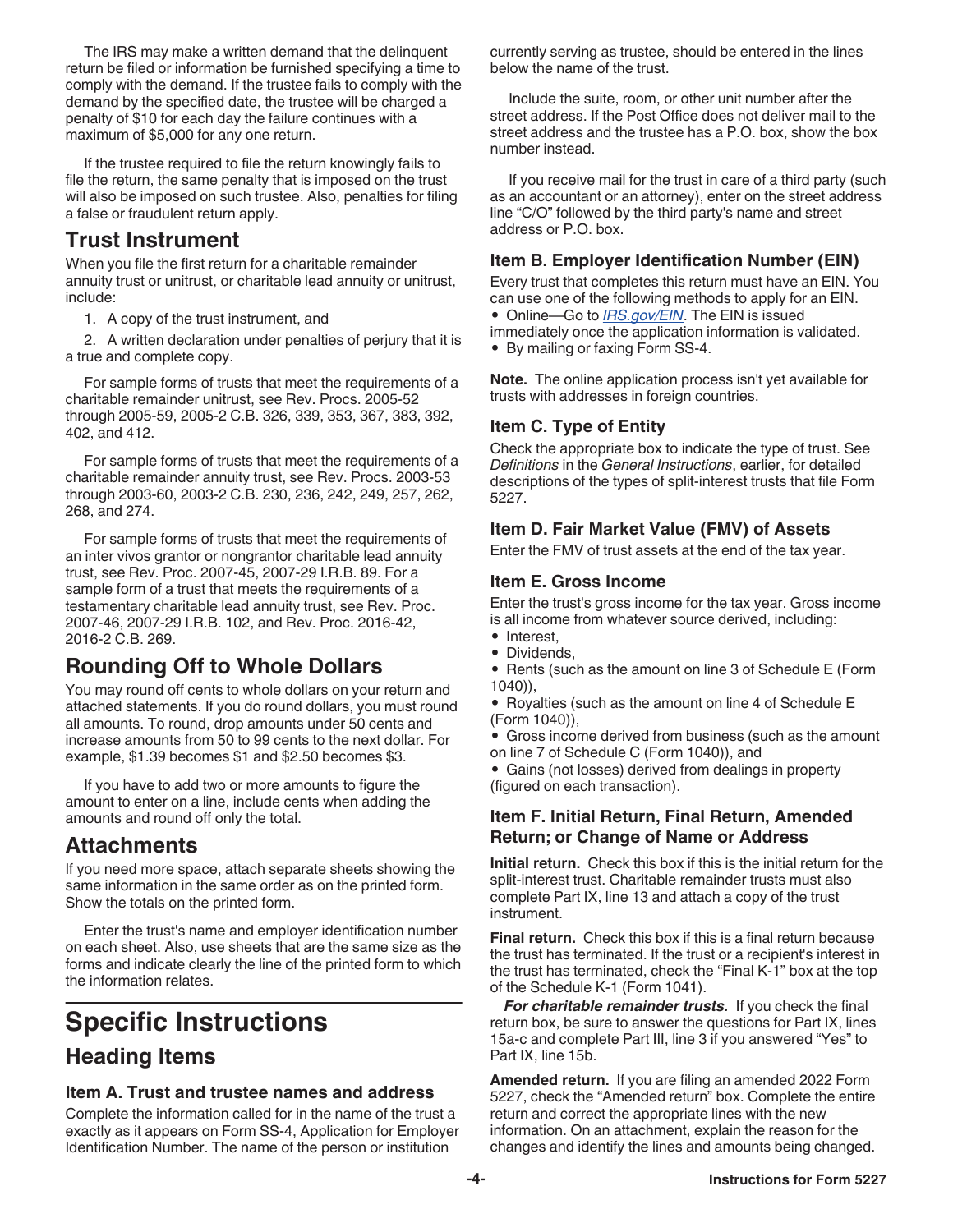The IRS may make a written demand that the delinquent return be filed or information be furnished specifying a time to comply with the demand. If the trustee fails to comply with the demand by the specified date, the trustee will be charged a penalty of $10 for each day the failure continues with a maximum of $5,000 for any one return.

If the trustee required to file the return knowingly fails to file the return, the same penalty that is imposed on the trust will also be imposed on such trustee. Also, penalties for filing a false or fraudulent return apply.

## Trust Instrument

When you file the first return for a charitable remainder annuity trust or unitrust, or charitable lead annuity or unitrust, include:

1. A copy of the trust instrument, and
2. A written declaration under penalties of perjury that it is a true and complete copy.

For sample forms of trusts that meet the requirements of a charitable remainder unitrust, see Rev. Procs. 2005-52 through 2005-59, 2005-2 C.B. 326, 339, 353, 367, 383, 392, 402, and 412.

For sample forms of trusts that meet the requirements of a charitable remainder annuity trust, see Rev. Procs. 2003-53 through 2003-60, 2003-2 C.B. 230, 236, 242, 249, 257, 262, 268, and 274.

For sample forms of trusts that meet the requirements of an inter vivos grantor or nongrantor charitable lead annuity trust, see Rev. Proc. 2007-45, 2007-29 I.R.B. 89. For a sample form of a trust that meets the requirements of a testamentary charitable lead annuity trust, see Rev. Proc. 2007-46, 2007-29 I.R.B. 102, and Rev. Proc. 2016-42, 2016-2 C.B. 269.

## Rounding Off to Whole Dollars

You may round off cents to whole dollars on your return and attached statements. If you do round dollars, you must round all amounts. To round, drop amounts under 50 cents and increase amounts from 50 to 99 cents to the next dollar. For example, $1.39 becomes $1 and $2.50 becomes $3.

If you have to add two or more amounts to figure the amount to enter on a line, include cents when adding the amounts and round off only the total.

## Attachments

If you need more space, attach separate sheets showing the same information in the same order as on the printed form. Show the totals on the printed form.

Enter the trust's name and employer identification number on each sheet. Also, use sheets that are the same size as the forms and indicate clearly the line of the printed form to which the information relates.

# Specific Instructions

## Heading Items

### Item A. Trust and trustee names and address

Complete the information called for in the name of the trust a exactly as it appears on Form SS-4, Application for Employer Identification Number. The name of the person or institution currently serving as trustee, should be entered in the lines below the name of the trust.

Include the suite, room, or other unit number after the street address. If the Post Office does not deliver mail to the street address and the trustee has a P.O. box, show the box number instead.

If you receive mail for the trust in care of a third party (such as an accountant or an attorney), enter on the street address line "C/O" followed by the third party's name and street address or P.O. box.

### Item B. Employer Identification Number (EIN)

Every trust that completes this return must have an EIN. You can use one of the following methods to apply for an EIN.

- Online—Go to *IRS.gov/EIN*. The EIN is issued immediately once the application information is validated.
- By mailing or faxing Form SS-4.

**Note.** The online application process isn't yet available for trusts with addresses in foreign countries.

### Item C. Type of Entity

Check the appropriate box to indicate the type of trust. See *Definitions* in the *General Instructions*, earlier, for detailed descriptions of the types of split-interest trusts that file Form 5227.

### Item D. Fair Market Value (FMV) of Assets

Enter the FMV of trust assets at the end of the tax year.

### Item E. Gross Income

Enter the trust's gross income for the tax year. Gross income is all income from whatever source derived, including:

- Interest,
- Dividends,
- Rents (such as the amount on line 3 of Schedule E (Form 1040)),
- Royalties (such as the amount on line 4 of Schedule E (Form 1040)),
- Gross income derived from business (such as the amount on line 7 of Schedule C (Form 1040)), and
- Gains (not losses) derived from dealings in property (figured on each transaction).

### Item F. Initial Return, Final Return, Amended Return; or Change of Name or Address

**Initial return.** Check this box if this is the initial return for the split-interest trust. Charitable remainder trusts must also complete Part IX, line 13 and attach a copy of the trust instrument.

**Final return.** Check this box if this is a final return because the trust has terminated. If the trust or a recipient's interest in the trust has terminated, check the "Final K-1" box at the top of the Schedule K-1 (Form 1041).

***For charitable remainder trusts.*** If you check the final return box, be sure to answer the questions for Part IX, lines 15a-c and complete Part III, line 3 if you answered "Yes" to Part IX, line 15b.

**Amended return.** If you are filing an amended 2022 Form 5227, check the "Amended return" box. Complete the entire return and correct the appropriate lines with the new information. On an attachment, explain the reason for the changes and identify the lines and amounts being changed.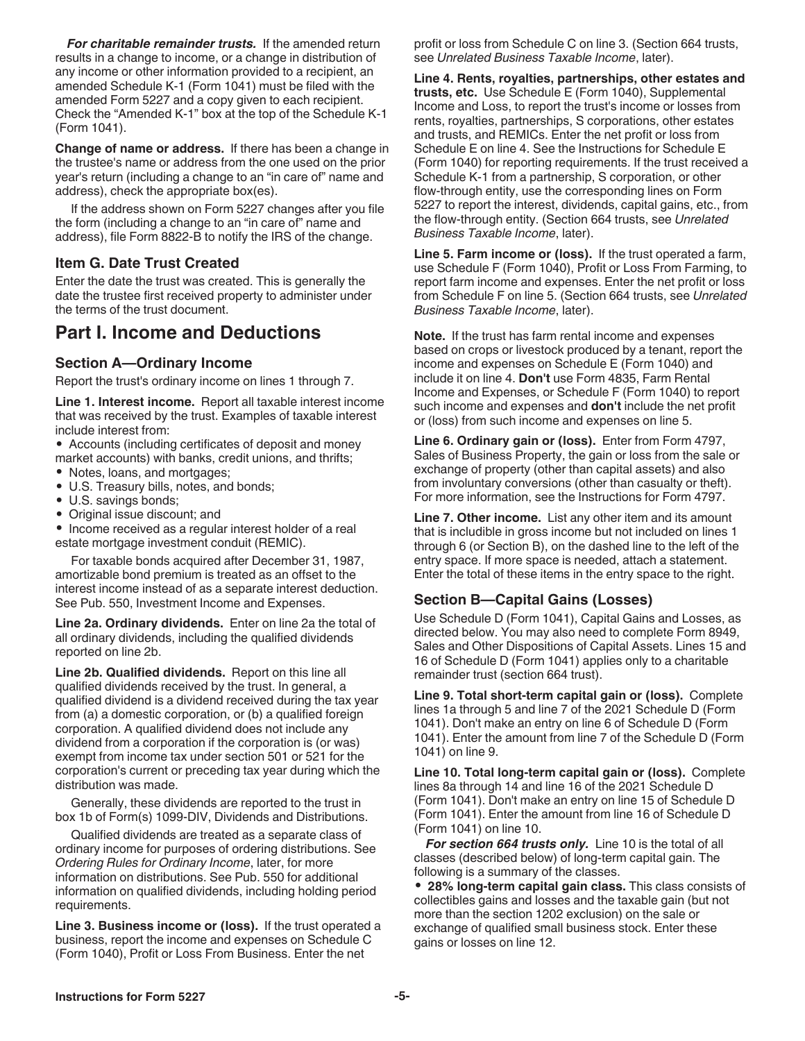***For charitable remainder trusts.*** If the amended return results in a change to income, or a change in distribution of any income or other information provided to a recipient, an amended Schedule K-1 (Form 1041) must be filed with the amended Form 5227 and a copy given to each recipient. Check the "Amended K-1" box at the top of the Schedule K-1 (Form 1041).

**Change of name or address.** If there has been a change in the trustee's name or address from the one used on the prior year's return (including a change to an "in care of" name and address), check the appropriate box(es).

If the address shown on Form 5227 changes after you file the form (including a change to an "in care of" name and address), file Form 8822-B to notify the IRS of the change.

### Item G. Date Trust Created

Enter the date the trust was created. This is generally the date the trustee first received property to administer under the terms of the trust document.

## Part I. Income and Deductions

### Section A—Ordinary Income

Report the trust's ordinary income on lines 1 through 7.

**Line 1. Interest income.** Report all taxable interest income that was received by the trust. Examples of taxable interest include interest from:

- Accounts (including certificates of deposit and money market accounts) with banks, credit unions, and thrifts;
- Notes, loans, and mortgages;
- U.S. Treasury bills, notes, and bonds;
- U.S. savings bonds;
- Original issue discount; and
- Income received as a regular interest holder of a real estate mortgage investment conduit (REMIC).

For taxable bonds acquired after December 31, 1987, amortizable bond premium is treated as an offset to the interest income instead of as a separate interest deduction. See Pub. 550, Investment Income and Expenses.

**Line 2a. Ordinary dividends.** Enter on line 2a the total of all ordinary dividends, including the qualified dividends reported on line 2b.

**Line 2b. Qualified dividends.** Report on this line all qualified dividends received by the trust. In general, a qualified dividend is a dividend received during the tax year from (a) a domestic corporation, or (b) a qualified foreign corporation. A qualified dividend does not include any dividend from a corporation if the corporation is (or was) exempt from income tax under section 501 or 521 for the corporation's current or preceding tax year during which the distribution was made.

Generally, these dividends are reported to the trust in box 1b of Form(s) 1099-DIV, Dividends and Distributions.

Qualified dividends are treated as a separate class of ordinary income for purposes of ordering distributions. See *Ordering Rules for Ordinary Income*, later, for more information on distributions. See Pub. 550 for additional information on qualified dividends, including holding period requirements.

**Line 3. Business income or (loss).** If the trust operated a business, report the income and expenses on Schedule C (Form 1040), Profit or Loss From Business. Enter the net profit or loss from Schedule C on line 3. (Section 664 trusts, see *Unrelated Business Taxable Income*, later).

**Line 4. Rents, royalties, partnerships, other estates and trusts, etc.** Use Schedule E (Form 1040), Supplemental Income and Loss, to report the trust's income or losses from rents, royalties, partnerships, S corporations, other estates and trusts, and REMICs. Enter the net profit or loss from Schedule E on line 4. See the Instructions for Schedule E (Form 1040) for reporting requirements. If the trust received a Schedule K-1 from a partnership, S corporation, or other flow-through entity, use the corresponding lines on Form 5227 to report the interest, dividends, capital gains, etc., from the flow-through entity. (Section 664 trusts, see *Unrelated Business Taxable Income*, later).

**Line 5. Farm income or (loss).** If the trust operated a farm, use Schedule F (Form 1040), Profit or Loss From Farming, to report farm income and expenses. Enter the net profit or loss from Schedule F on line 5. (Section 664 trusts, see *Unrelated Business Taxable Income*, later).

**Note.** If the trust has farm rental income and expenses based on crops or livestock produced by a tenant, report the income and expenses on Schedule E (Form 1040) and include it on line 4. **Don't** use Form 4835, Farm Rental Income and Expenses, or Schedule F (Form 1040) to report such income and expenses and **don't** include the net profit or (loss) from such income and expenses on line 5.

**Line 6. Ordinary gain or (loss).** Enter from Form 4797, Sales of Business Property, the gain or loss from the sale or exchange of property (other than capital assets) and also from involuntary conversions (other than casualty or theft). For more information, see the Instructions for Form 4797.

**Line 7. Other income.** List any other item and its amount that is includible in gross income but not included on lines 1 through 6 (or Section B), on the dashed line to the left of the entry space. If more space is needed, attach a statement. Enter the total of these items in the entry space to the right.

### Section B—Capital Gains (Losses)

Use Schedule D (Form 1041), Capital Gains and Losses, as directed below. You may also need to complete Form 8949, Sales and Other Dispositions of Capital Assets. Lines 15 and 16 of Schedule D (Form 1041) applies only to a charitable remainder trust (section 664 trust).

**Line 9. Total short-term capital gain or (loss).** Complete lines 1a through 5 and line 7 of the 2021 Schedule D (Form 1041). Don't make an entry on line 6 of Schedule D (Form 1041). Enter the amount from line 7 of the Schedule D (Form 1041) on line 9.

**Line 10. Total long-term capital gain or (loss).** Complete lines 8a through 14 and line 16 of the 2021 Schedule D (Form 1041). Don't make an entry on line 15 of Schedule D (Form 1041). Enter the amount from line 16 of Schedule D (Form 1041) on line 10.

***For section 664 trusts only.*** Line 10 is the total of all classes (described below) of long-term capital gain. The following is a summary of the classes.

- **28% long-term capital gain class.** This class consists of collectibles gains and losses and the taxable gain (but not more than the section 1202 exclusion) on the sale or exchange of qualified small business stock. Enter these gains or losses on line 12.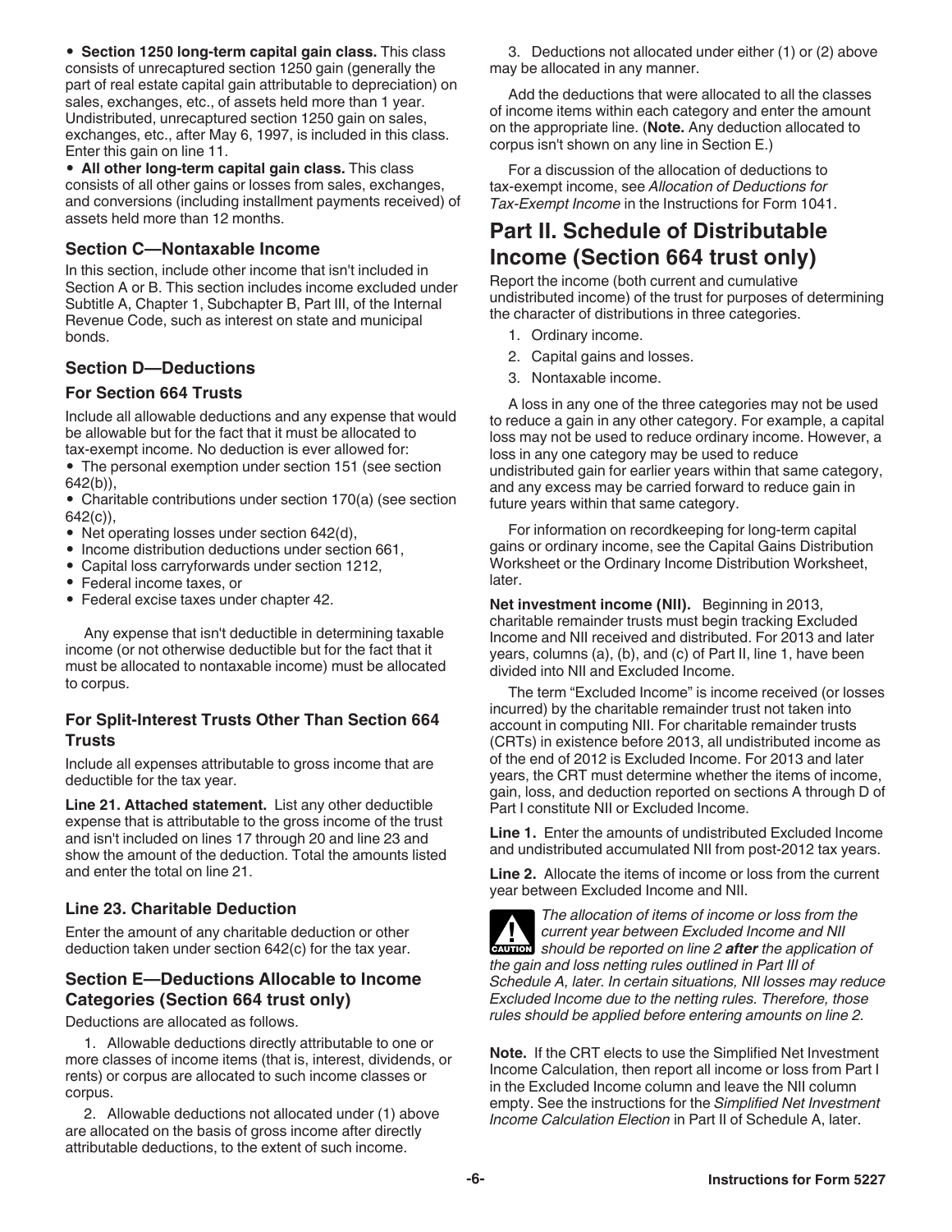- **Section 1250 long-term capital gain class.** This class consists of unrecaptured section 1250 gain (generally the part of real estate capital gain attributable to depreciation) on sales, exchanges, etc., of assets held more than 1 year. Undistributed, unrecaptured section 1250 gain on sales, exchanges, etc., after May 6, 1997, is included in this class. Enter this gain on line 11.
- **All other long-term capital gain class.** This class consists of all other gains or losses from sales, exchanges, and conversions (including installment payments received) of assets held more than 12 months.

### Section C—Nontaxable Income

In this section, include other income that isn't included in Section A or B. This section includes income excluded under Subtitle A, Chapter 1, Subchapter B, Part III, of the Internal Revenue Code, such as interest on state and municipal bonds.

### Section D—Deductions

### For Section 664 Trusts

Include all allowable deductions and any expense that would be allowable but for the fact that it must be allocated to tax-exempt income. No deduction is ever allowed for:

- The personal exemption under section 151 (see section 642(b)),
- Charitable contributions under section 170(a) (see section 642(c)),
- Net operating losses under section 642(d),
- Income distribution deductions under section 661,
- Capital loss carryforwards under section 1212,
- Federal income taxes, or
- Federal excise taxes under chapter 42.

Any expense that isn't deductible in determining taxable income (or not otherwise deductible but for the fact that it must be allocated to nontaxable income) must be allocated to corpus.

### For Split-Interest Trusts Other Than Section 664 Trusts

Include all expenses attributable to gross income that are deductible for the tax year.

**Line 21. Attached statement.** List any other deductible expense that is attributable to the gross income of the trust and isn't included on lines 17 through 20 and line 23 and show the amount of the deduction. Total the amounts listed and enter the total on line 21.

### Line 23. Charitable Deduction

Enter the amount of any charitable deduction or other deduction taken under section 642(c) for the tax year.

### Section E—Deductions Allocable to Income Categories (Section 664 trust only)

Deductions are allocated as follows.

1. Allowable deductions directly attributable to one or more classes of income items (that is, interest, dividends, or rents) or corpus are allocated to such income classes or corpus.
2. Allowable deductions not allocated under (1) above are allocated on the basis of gross income after directly attributable deductions, to the extent of such income.
3. Deductions not allocated under either (1) or (2) above may be allocated in any manner.

Add the deductions that were allocated to all the classes of income items within each category and enter the amount on the appropriate line. (**Note.** Any deduction allocated to corpus isn't shown on any line in Section E.)

For a discussion of the allocation of deductions to tax-exempt income, see *Allocation of Deductions for Tax-Exempt Income* in the Instructions for Form 1041.

## Part II. Schedule of Distributable Income (Section 664 trust only)

Report the income (both current and cumulative undistributed income) of the trust for purposes of determining the character of distributions in three categories.

1. Ordinary income.
2. Capital gains and losses.
3. Nontaxable income.

A loss in any one of the three categories may not be used to reduce a gain in any other category. For example, a capital loss may not be used to reduce ordinary income. However, a loss in any one category may be used to reduce undistributed gain for earlier years within that same category, and any excess may be carried forward to reduce gain in future years within that same category.

For information on recordkeeping for long-term capital gains or ordinary income, see the Capital Gains Distribution Worksheet or the Ordinary Income Distribution Worksheet, later.

**Net investment income (NII).** Beginning in 2013, charitable remainder trusts must begin tracking Excluded Income and NII received and distributed. For 2013 and later years, columns (a), (b), and (c) of Part II, line 1, have been divided into NII and Excluded Income.

The term "Excluded Income" is income received (or losses incurred) by the charitable remainder trust not taken into account in computing NII. For charitable remainder trusts (CRTs) in existence before 2013, all undistributed income as of the end of 2012 is Excluded Income. For 2013 and later years, the CRT must determine whether the items of income, gain, loss, and deduction reported on sections A through D of Part I constitute NII or Excluded Income.

**Line 1.** Enter the amounts of undistributed Excluded Income and undistributed accumulated NII from post-2012 tax years.

**Line 2.** Allocate the items of income or loss from the current year between Excluded Income and NII.

**CAUTION** *The allocation of items of income or loss from the current year between Excluded Income and NII should be reported on line 2* ***after*** *the application of the gain and loss netting rules outlined in Part III of Schedule A, later. In certain situations, NII losses may reduce Excluded Income due to the netting rules. Therefore, those rules should be applied before entering amounts on line 2.*

**Note.** If the CRT elects to use the Simplified Net Investment Income Calculation, then report all income or loss from Part I in the Excluded Income column and leave the NII column empty. See the instructions for the *Simplified Net Investment Income Calculation Election* in Part II of Schedule A, later.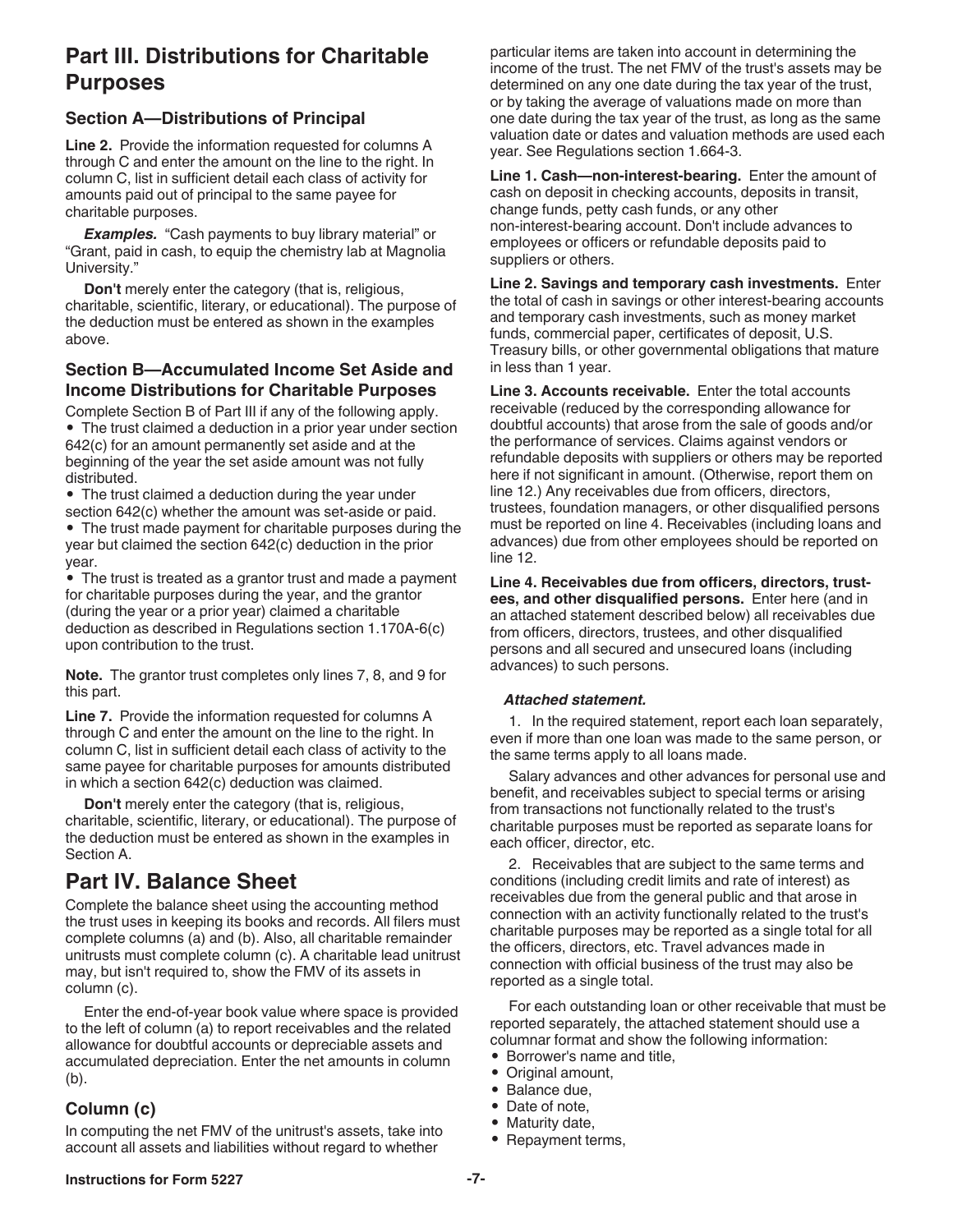## Part III. Distributions for Charitable Purposes

### Section A—Distributions of Principal

**Line 2.** Provide the information requested for columns A through C and enter the amount on the line to the right. In column C, list in sufficient detail each class of activity for amounts paid out of principal to the same payee for charitable purposes.

***Examples.*** "Cash payments to buy library material" or "Grant, paid in cash, to equip the chemistry lab at Magnolia University."

**Don't** merely enter the category (that is, religious, charitable, scientific, literary, or educational). The purpose of the deduction must be entered as shown in the examples above.

### Section B—Accumulated Income Set Aside and Income Distributions for Charitable Purposes

Complete Section B of Part III if any of the following apply.

- The trust claimed a deduction in a prior year under section 642(c) for an amount permanently set aside and at the beginning of the year the set aside amount was not fully distributed.
- The trust claimed a deduction during the year under section 642(c) whether the amount was set-aside or paid.
- The trust made payment for charitable purposes during the year but claimed the section 642(c) deduction in the prior year.
- The trust is treated as a grantor trust and made a payment for charitable purposes during the year, and the grantor (during the year or a prior year) claimed a charitable deduction as described in Regulations section 1.170A-6(c) upon contribution to the trust.

**Note.** The grantor trust completes only lines 7, 8, and 9 for this part.

**Line 7.** Provide the information requested for columns A through C and enter the amount on the line to the right. In column C, list in sufficient detail each class of activity to the same payee for charitable purposes for amounts distributed in which a section 642(c) deduction was claimed.

**Don't** merely enter the category (that is, religious, charitable, scientific, literary, or educational). The purpose of the deduction must be entered as shown in the examples in Section A.

## Part IV. Balance Sheet

Complete the balance sheet using the accounting method the trust uses in keeping its books and records. All filers must complete columns (a) and (b). Also, all charitable remainder unitrusts must complete column (c). A charitable lead unitrust may, but isn't required to, show the FMV of its assets in column (c).

Enter the end-of-year book value where space is provided to the left of column (a) to report receivables and the related allowance for doubtful accounts or depreciable assets and accumulated depreciation. Enter the net amounts in column (b).

### Column (c)

In computing the net FMV of the unitrust's assets, take into account all assets and liabilities without regard to whether particular items are taken into account in determining the income of the trust. The net FMV of the trust's assets may be determined on any one date during the tax year of the trust, or by taking the average of valuations made on more than one date during the tax year of the trust, as long as the same valuation date or dates and valuation methods are used each year. See Regulations section 1.664-3.

**Line 1. Cash—non-interest-bearing.** Enter the amount of cash on deposit in checking accounts, deposits in transit, change funds, petty cash funds, or any other non-interest-bearing account. Don't include advances to employees or officers or refundable deposits paid to suppliers or others.

**Line 2. Savings and temporary cash investments.** Enter the total of cash in savings or other interest-bearing accounts and temporary cash investments, such as money market funds, commercial paper, certificates of deposit, U.S. Treasury bills, or other governmental obligations that mature in less than 1 year.

**Line 3. Accounts receivable.** Enter the total accounts receivable (reduced by the corresponding allowance for doubtful accounts) that arose from the sale of goods and/or the performance of services. Claims against vendors or refundable deposits with suppliers or others may be reported here if not significant in amount. (Otherwise, report them on line 12.) Any receivables due from officers, directors, trustees, foundation managers, or other disqualified persons must be reported on line 4. Receivables (including loans and advances) due from other employees should be reported on line 12.

**Line 4. Receivables due from officers, directors, trustees, and other disqualified persons.** Enter here (and in an attached statement described below) all receivables due from officers, directors, trustees, and other disqualified persons and all secured and unsecured loans (including advances) to such persons.

***Attached statement.***

1. In the required statement, report each loan separately, even if more than one loan was made to the same person, or the same terms apply to all loans made.

Salary advances and other advances for personal use and benefit, and receivables subject to special terms or arising from transactions not functionally related to the trust's charitable purposes must be reported as separate loans for each officer, director, etc.

2. Receivables that are subject to the same terms and conditions (including credit limits and rate of interest) as receivables due from the general public and that arose in connection with an activity functionally related to the trust's charitable purposes may be reported as a single total for all the officers, directors, etc. Travel advances made in connection with official business of the trust may also be reported as a single total.

For each outstanding loan or other receivable that must be reported separately, the attached statement should use a columnar format and show the following information:

- Borrower's name and title,
- Original amount,
- Balance due,
- Date of note,
- Maturity date,
- Repayment terms,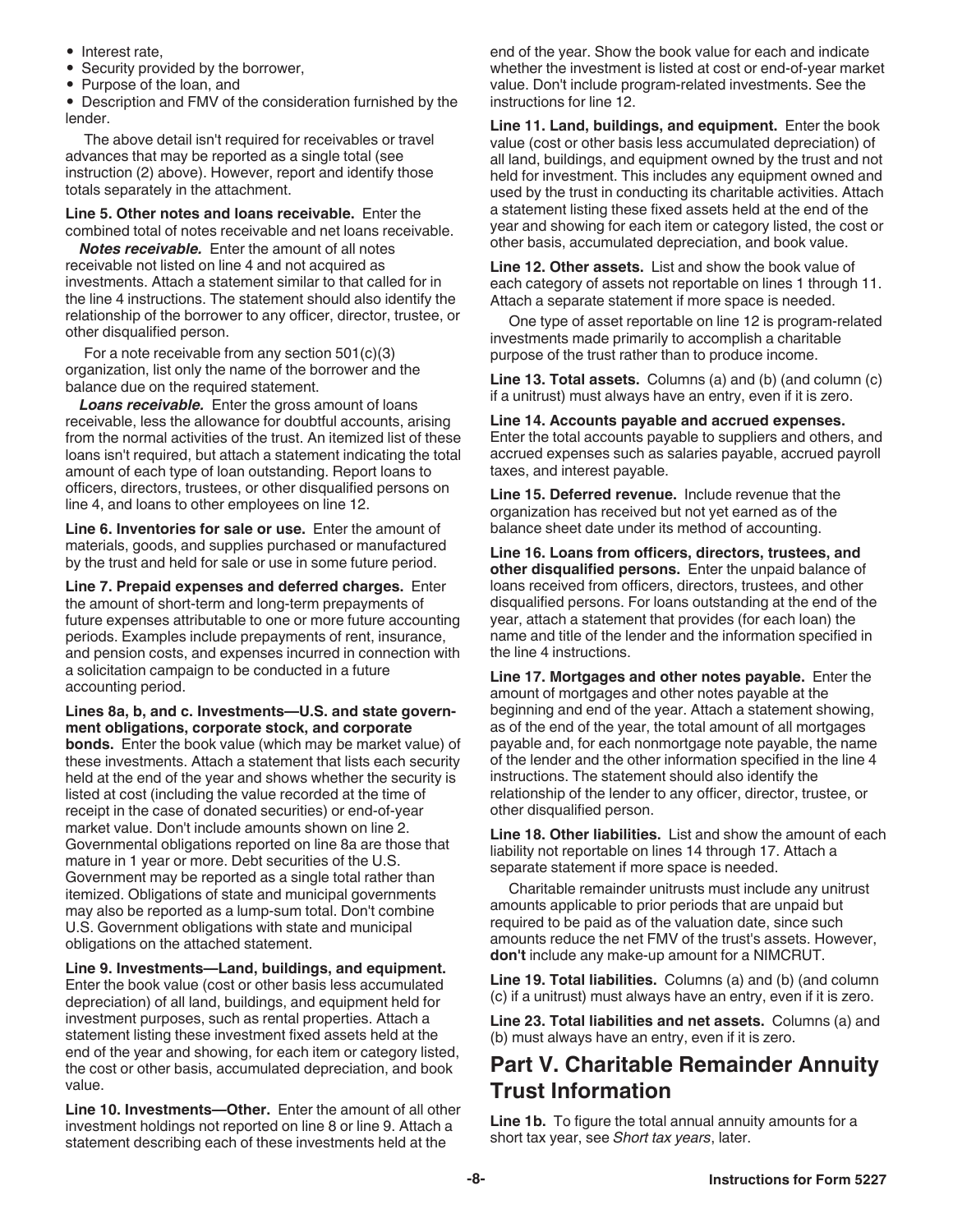- Interest rate,
- Security provided by the borrower,
- Purpose of the loan, and
- Description and FMV of the consideration furnished by the lender.

The above detail isn't required for receivables or travel advances that may be reported as a single total (see instruction (2) above). However, report and identify those totals separately in the attachment.

**Line 5. Other notes and loans receivable.** Enter the combined total of notes receivable and net loans receivable.

***Notes receivable.*** Enter the amount of all notes receivable not listed on line 4 and not acquired as investments. Attach a statement similar to that called for in the line 4 instructions. The statement should also identify the relationship of the borrower to any officer, director, trustee, or other disqualified person.

For a note receivable from any section 501(c)(3) organization, list only the name of the borrower and the balance due on the required statement.

***Loans receivable.*** Enter the gross amount of loans receivable, less the allowance for doubtful accounts, arising from the normal activities of the trust. An itemized list of these loans isn't required, but attach a statement indicating the total amount of each type of loan outstanding. Report loans to officers, directors, trustees, or other disqualified persons on line 4, and loans to other employees on line 12.

**Line 6. Inventories for sale or use.** Enter the amount of materials, goods, and supplies purchased or manufactured by the trust and held for sale or use in some future period.

**Line 7. Prepaid expenses and deferred charges.** Enter the amount of short-term and long-term prepayments of future expenses attributable to one or more future accounting periods. Examples include prepayments of rent, insurance, and pension costs, and expenses incurred in connection with a solicitation campaign to be conducted in a future accounting period.

**Lines 8a, b, and c. Investments—U.S. and state government obligations, corporate stock, and corporate bonds.** Enter the book value (which may be market value) of these investments. Attach a statement that lists each security held at the end of the year and shows whether the security is listed at cost (including the value recorded at the time of receipt in the case of donated securities) or end-of-year market value. Don't include amounts shown on line 2. Governmental obligations reported on line 8a are those that mature in 1 year or more. Debt securities of the U.S. Government may be reported as a single total rather than itemized. Obligations of state and municipal governments may also be reported as a lump-sum total. Don't combine U.S. Government obligations with state and municipal obligations on the attached statement.

**Line 9. Investments—Land, buildings, and equipment.** Enter the book value (cost or other basis less accumulated depreciation) of all land, buildings, and equipment held for investment purposes, such as rental properties. Attach a statement listing these investment fixed assets held at the end of the year and showing, for each item or category listed, the cost or other basis, accumulated depreciation, and book value.

**Line 10. Investments—Other.** Enter the amount of all other investment holdings not reported on line 8 or line 9. Attach a statement describing each of these investments held at the end of the year. Show the book value for each and indicate whether the investment is listed at cost or end-of-year market value. Don't include program-related investments. See the instructions for line 12.

**Line 11. Land, buildings, and equipment.** Enter the book value (cost or other basis less accumulated depreciation) of all land, buildings, and equipment owned by the trust and not held for investment. This includes any equipment owned and used by the trust in conducting its charitable activities. Attach a statement listing these fixed assets held at the end of the year and showing for each item or category listed, the cost or other basis, accumulated depreciation, and book value.

**Line 12. Other assets.** List and show the book value of each category of assets not reportable on lines 1 through 11. Attach a separate statement if more space is needed.

One type of asset reportable on line 12 is program-related investments made primarily to accomplish a charitable purpose of the trust rather than to produce income.

**Line 13. Total assets.** Columns (a) and (b) (and column (c) if a unitrust) must always have an entry, even if it is zero.

**Line 14. Accounts payable and accrued expenses.** Enter the total accounts payable to suppliers and others, and accrued expenses such as salaries payable, accrued payroll taxes, and interest payable.

**Line 15. Deferred revenue.** Include revenue that the organization has received but not yet earned as of the balance sheet date under its method of accounting.

**Line 16. Loans from officers, directors, trustees, and other disqualified persons.** Enter the unpaid balance of loans received from officers, directors, trustees, and other disqualified persons. For loans outstanding at the end of the year, attach a statement that provides (for each loan) the name and title of the lender and the information specified in the line 4 instructions.

**Line 17. Mortgages and other notes payable.** Enter the amount of mortgages and other notes payable at the beginning and end of the year. Attach a statement showing, as of the end of the year, the total amount of all mortgages payable and, for each nonmortgage note payable, the name of the lender and the other information specified in the line 4 instructions. The statement should also identify the relationship of the lender to any officer, director, trustee, or other disqualified person.

**Line 18. Other liabilities.** List and show the amount of each liability not reportable on lines 14 through 17. Attach a separate statement if more space is needed.

Charitable remainder unitrusts must include any unitrust amounts applicable to prior periods that are unpaid but required to be paid as of the valuation date, since such amounts reduce the net FMV of the trust's assets. However, **don't** include any make-up amount for a NIMCRUT.

**Line 19. Total liabilities.** Columns (a) and (b) (and column (c) if a unitrust) must always have an entry, even if it is zero.

**Line 23. Total liabilities and net assets.** Columns (a) and (b) must always have an entry, even if it is zero.

## Part V. Charitable Remainder Annuity Trust Information

**Line 1b.** To figure the total annual annuity amounts for a short tax year, see *Short tax years*, later.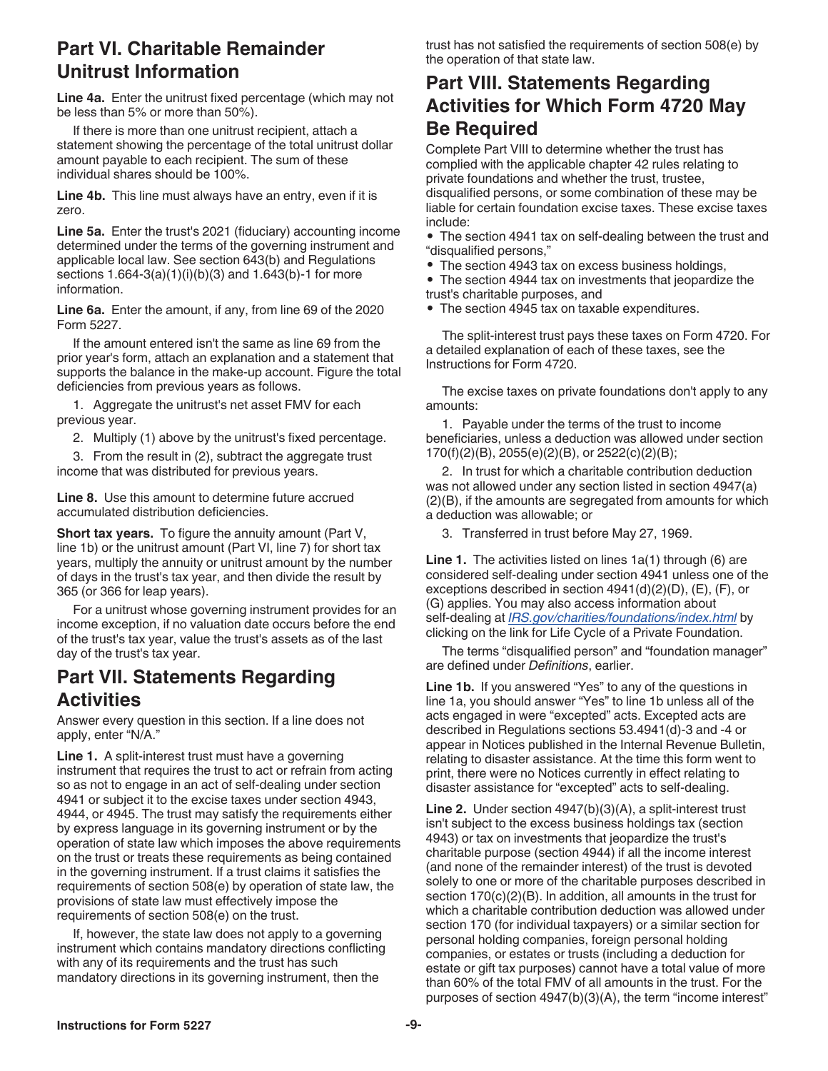## Part VI. Charitable Remainder Unitrust Information

**Line 4a.** Enter the unitrust fixed percentage (which may not be less than 5% or more than 50%).

If there is more than one unitrust recipient, attach a statement showing the percentage of the total unitrust dollar amount payable to each recipient. The sum of these individual shares should be 100%.

**Line 4b.** This line must always have an entry, even if it is zero.

**Line 5a.** Enter the trust's 2021 (fiduciary) accounting income determined under the terms of the governing instrument and applicable local law. See section 643(b) and Regulations sections 1.664-3(a)(1)(i)(b)(3) and 1.643(b)-1 for more information.

**Line 6a.** Enter the amount, if any, from line 69 of the 2020 Form 5227.

If the amount entered isn't the same as line 69 from the prior year's form, attach an explanation and a statement that supports the balance in the make-up account. Figure the total deficiencies from previous years as follows.

1. Aggregate the unitrust's net asset FMV for each previous year.
2. Multiply (1) above by the unitrust's fixed percentage.
3. From the result in (2), subtract the aggregate trust income that was distributed for previous years.

**Line 8.** Use this amount to determine future accrued accumulated distribution deficiencies.

**Short tax years.** To figure the annuity amount (Part V, line 1b) or the unitrust amount (Part VI, line 7) for short tax years, multiply the annuity or unitrust amount by the number of days in the trust's tax year, and then divide the result by 365 (or 366 for leap years).

For a unitrust whose governing instrument provides for an income exception, if no valuation date occurs before the end of the trust's tax year, value the trust's assets as of the last day of the trust's tax year.

## Part VII. Statements Regarding Activities

Answer every question in this section. If a line does not apply, enter "N/A."

**Line 1.** A split-interest trust must have a governing instrument that requires the trust to act or refrain from acting so as not to engage in an act of self-dealing under section 4941 or subject it to the excise taxes under section 4943, 4944, or 4945. The trust may satisfy the requirements either by express language in its governing instrument or by the operation of state law which imposes the above requirements on the trust or treats these requirements as being contained in the governing instrument. If a trust claims it satisfies the requirements of section 508(e) by operation of state law, the provisions of state law must effectively impose the requirements of section 508(e) on the trust.

If, however, the state law does not apply to a governing instrument which contains mandatory directions conflicting with any of its requirements and the trust has such mandatory directions in its governing instrument, then the trust has not satisfied the requirements of section 508(e) by the operation of that state law.

## Part VIII. Statements Regarding Activities for Which Form 4720 May Be Required

Complete Part VIII to determine whether the trust has complied with the applicable chapter 42 rules relating to private foundations and whether the trust, trustee, disqualified persons, or some combination of these may be liable for certain foundation excise taxes. These excise taxes include:

- The section 4941 tax on self-dealing between the trust and "disqualified persons,"
- The section 4943 tax on excess business holdings,
- The section 4944 tax on investments that jeopardize the trust's charitable purposes, and
- The section 4945 tax on taxable expenditures.

The split-interest trust pays these taxes on Form 4720. For a detailed explanation of each of these taxes, see the Instructions for Form 4720.

The excise taxes on private foundations don't apply to any amounts:

1. Payable under the terms of the trust to income beneficiaries, unless a deduction was allowed under section 170(f)(2)(B), 2055(e)(2)(B), or 2522(c)(2)(B);
2. In trust for which a charitable contribution deduction was not allowed under any section listed in section 4947(a)(2)(B), if the amounts are segregated from amounts for which a deduction was allowable; or
3. Transferred in trust before May 27, 1969.

**Line 1.** The activities listed on lines 1a(1) through (6) are considered self-dealing under section 4941 unless one of the exceptions described in section 4941(d)(2)(D), (E), (F), or (G) applies. You may also access information about self-dealing at *IRS.gov/charities/foundations/index.html* by clicking on the link for Life Cycle of a Private Foundation.

The terms "disqualified person" and "foundation manager" are defined under *Definitions*, earlier.

**Line 1b.** If you answered "Yes" to any of the questions in line 1a, you should answer "Yes" to line 1b unless all of the acts engaged in were "excepted" acts. Excepted acts are described in Regulations sections 53.4941(d)-3 and -4 or appear in Notices published in the Internal Revenue Bulletin, relating to disaster assistance. At the time this form went to print, there were no Notices currently in effect relating to disaster assistance for "excepted" acts to self-dealing.

**Line 2.** Under section 4947(b)(3)(A), a split-interest trust isn't subject to the excess business holdings tax (section 4943) or tax on investments that jeopardize the trust's charitable purpose (section 4944) if all the income interest (and none of the remainder interest) of the trust is devoted solely to one or more of the charitable purposes described in section 170(c)(2)(B). In addition, all amounts in the trust for which a charitable contribution deduction was allowed under section 170 (for individual taxpayers) or a similar section for personal holding companies, foreign personal holding companies, or estates or trusts (including a deduction for estate or gift tax purposes) cannot have a total value of more than 60% of the total FMV of all amounts in the trust. For the purposes of section 4947(b)(3)(A), the term "income interest"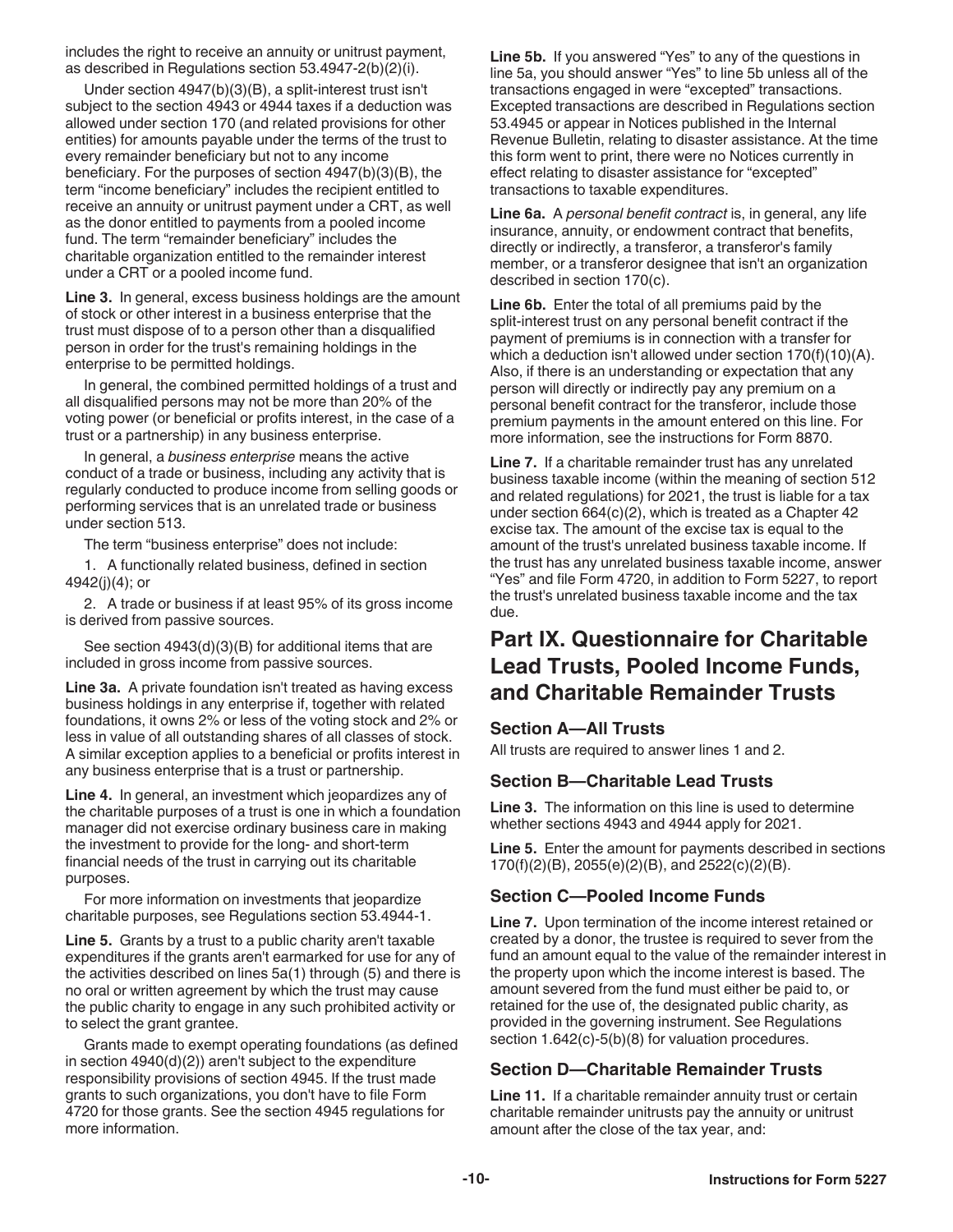includes the right to receive an annuity or unitrust payment, as described in Regulations section 53.4947-2(b)(2)(i).

Under section 4947(b)(3)(B), a split-interest trust isn't subject to the section 4943 or 4944 taxes if a deduction was allowed under section 170 (and related provisions for other entities) for amounts payable under the terms of the trust to every remainder beneficiary but not to any income beneficiary. For the purposes of section 4947(b)(3)(B), the term "income beneficiary" includes the recipient entitled to receive an annuity or unitrust payment under a CRT, as well as the donor entitled to payments from a pooled income fund. The term "remainder beneficiary" includes the charitable organization entitled to the remainder interest under a CRT or a pooled income fund.

**Line 3.** In general, excess business holdings are the amount of stock or other interest in a business enterprise that the trust must dispose of to a person other than a disqualified person in order for the trust's remaining holdings in the enterprise to be permitted holdings.

In general, the combined permitted holdings of a trust and all disqualified persons may not be more than 20% of the voting power (or beneficial or profits interest, in the case of a trust or a partnership) in any business enterprise.

In general, a *business enterprise* means the active conduct of a trade or business, including any activity that is regularly conducted to produce income from selling goods or performing services that is an unrelated trade or business under section 513.

The term "business enterprise" does not include:

1. A functionally related business, defined in section 4942(j)(4); or
2. A trade or business if at least 95% of its gross income is derived from passive sources.

See section 4943(d)(3)(B) for additional items that are included in gross income from passive sources.

**Line 3a.** A private foundation isn't treated as having excess business holdings in any enterprise if, together with related foundations, it owns 2% or less of the voting stock and 2% or less in value of all outstanding shares of all classes of stock. A similar exception applies to a beneficial or profits interest in any business enterprise that is a trust or partnership.

**Line 4.** In general, an investment which jeopardizes any of the charitable purposes of a trust is one in which a foundation manager did not exercise ordinary business care in making the investment to provide for the long- and short-term financial needs of the trust in carrying out its charitable purposes.

For more information on investments that jeopardize charitable purposes, see Regulations section 53.4944-1.

**Line 5.** Grants by a trust to a public charity aren't taxable expenditures if the grants aren't earmarked for use for any of the activities described on lines 5a(1) through (5) and there is no oral or written agreement by which the trust may cause the public charity to engage in any such prohibited activity or to select the grant grantee.

Grants made to exempt operating foundations (as defined in section 4940(d)(2)) aren't subject to the expenditure responsibility provisions of section 4945. If the trust made grants to such organizations, you don't have to file Form 4720 for those grants. See the section 4945 regulations for more information.

**Line 5b.** If you answered "Yes" to any of the questions in line 5a, you should answer "Yes" to line 5b unless all of the transactions engaged in were "excepted" transactions. Excepted transactions are described in Regulations section 53.4945 or appear in Notices published in the Internal Revenue Bulletin, relating to disaster assistance. At the time this form went to print, there were no Notices currently in effect relating to disaster assistance for "excepted" transactions to taxable expenditures.

**Line 6a.** A *personal benefit contract* is, in general, any life insurance, annuity, or endowment contract that benefits, directly or indirectly, a transferor, a transferor's family member, or a transferor designee that isn't an organization described in section 170(c).

**Line 6b.** Enter the total of all premiums paid by the split-interest trust on any personal benefit contract if the payment of premiums is in connection with a transfer for which a deduction isn't allowed under section 170(f)(10)(A). Also, if there is an understanding or expectation that any person will directly or indirectly pay any premium on a personal benefit contract for the transferor, include those premium payments in the amount entered on this line. For more information, see the instructions for Form 8870.

**Line 7.** If a charitable remainder trust has any unrelated business taxable income (within the meaning of section 512 and related regulations) for 2021, the trust is liable for a tax under section 664(c)(2), which is treated as a Chapter 42 excise tax. The amount of the excise tax is equal to the amount of the trust's unrelated business taxable income. If the trust has any unrelated business taxable income, answer "Yes" and file Form 4720, in addition to Form 5227, to report the trust's unrelated business taxable income and the tax due.

## Part IX. Questionnaire for Charitable Lead Trusts, Pooled Income Funds, and Charitable Remainder Trusts

### Section A—All Trusts

All trusts are required to answer lines 1 and 2.

### Section B—Charitable Lead Trusts

**Line 3.** The information on this line is used to determine whether sections 4943 and 4944 apply for 2021.

**Line 5.** Enter the amount for payments described in sections 170(f)(2)(B), 2055(e)(2)(B), and 2522(c)(2)(B).

### Section C—Pooled Income Funds

**Line 7.** Upon termination of the income interest retained or created by a donor, the trustee is required to sever from the fund an amount equal to the value of the remainder interest in the property upon which the income interest is based. The amount severed from the fund must either be paid to, or retained for the use of, the designated public charity, as provided in the governing instrument. See Regulations section 1.642(c)-5(b)(8) for valuation procedures.

### Section D—Charitable Remainder Trusts

**Line 11.** If a charitable remainder annuity trust or certain charitable remainder unitrusts pay the annuity or unitrust amount after the close of the tax year, and: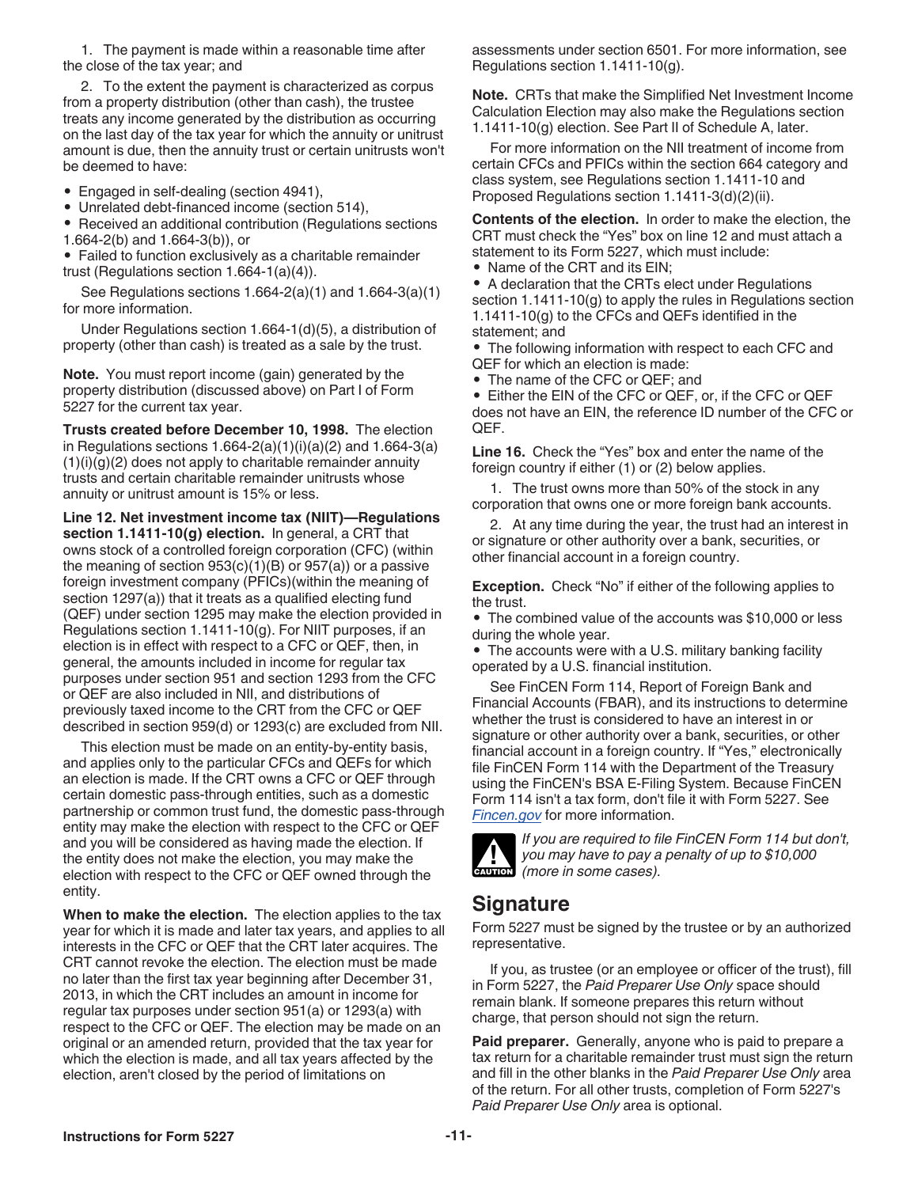1. The payment is made within a reasonable time after the close of the tax year; and

2. To the extent the payment is characterized as corpus from a property distribution (other than cash), the trustee treats any income generated by the distribution as occurring on the last day of the tax year for which the annuity or unitrust amount is due, then the annuity trust or certain unitrusts won't be deemed to have:

- Engaged in self-dealing (section 4941),
- Unrelated debt-financed income (section 514),
- Received an additional contribution (Regulations sections 1.664-2(b) and 1.664-3(b)), or
- Failed to function exclusively as a charitable remainder trust (Regulations section 1.664-1(a)(4)).

See Regulations sections 1.664-2(a)(1) and 1.664-3(a)(1) for more information.

Under Regulations section 1.664-1(d)(5), a distribution of property (other than cash) is treated as a sale by the trust.

**Note.** You must report income (gain) generated by the property distribution (discussed above) on Part I of Form 5227 for the current tax year.

**Trusts created before December 10, 1998.** The election in Regulations sections 1.664-2(a)(1)(i)(a)(2) and 1.664-3(a)(1)(i)(g)(2) does not apply to charitable remainder annuity trusts and certain charitable remainder unitrusts whose annuity or unitrust amount is 15% or less.

**Line 12. Net investment income tax (NIIT)—Regulations section 1.1411-10(g) election.** In general, a CRT that owns stock of a controlled foreign corporation (CFC) (within the meaning of section 953(c)(1)(B) or 957(a)) or a passive foreign investment company (PFICs)(within the meaning of section 1297(a)) that it treats as a qualified electing fund (QEF) under section 1295 may make the election provided in Regulations section 1.1411-10(g). For NIIT purposes, if an election is in effect with respect to a CFC or QEF, then, in general, the amounts included in income for regular tax purposes under section 951 and section 1293 from the CFC or QEF are also included in NII, and distributions of previously taxed income to the CRT from the CFC or QEF described in section 959(d) or 1293(c) are excluded from NII.

This election must be made on an entity-by-entity basis, and applies only to the particular CFCs and QEFs for which an election is made. If the CRT owns a CFC or QEF through certain domestic pass-through entities, such as a domestic partnership or common trust fund, the domestic pass-through entity may make the election with respect to the CFC or QEF and you will be considered as having made the election. If the entity does not make the election, you may make the election with respect to the CFC or QEF owned through the entity.

**When to make the election.** The election applies to the tax year for which it is made and later tax years, and applies to all interests in the CFC or QEF that the CRT later acquires. The CRT cannot revoke the election. The election must be made no later than the first tax year beginning after December 31, 2013, in which the CRT includes an amount in income for regular tax purposes under section 951(a) or 1293(a) with respect to the CFC or QEF. The election may be made on an original or an amended return, provided that the tax year for which the election is made, and all tax years affected by the election, aren't closed by the period of limitations on assessments under section 6501. For more information, see Regulations section 1.1411-10(g).

**Note.** CRTs that make the Simplified Net Investment Income Calculation Election may also make the Regulations section 1.1411-10(g) election. See Part II of Schedule A, later.

For more information on the NII treatment of income from certain CFCs and PFICs within the section 664 category and class system, see Regulations section 1.1411-10 and Proposed Regulations section 1.1411-3(d)(2)(ii).

**Contents of the election.** In order to make the election, the CRT must check the "Yes" box on line 12 and must attach a statement to its Form 5227, which must include:

- Name of the CRT and its EIN;
- A declaration that the CRTs elect under Regulations section 1.1411-10(g) to apply the rules in Regulations section 1.1411-10(g) to the CFCs and QEFs identified in the statement; and
- The following information with respect to each CFC and QEF for which an election is made:
- The name of the CFC or QEF; and
- Either the EIN of the CFC or QEF, or, if the CFC or QEF does not have an EIN, the reference ID number of the CFC or QEF.

**Line 16.** Check the "Yes" box and enter the name of the foreign country if either (1) or (2) below applies.

1. The trust owns more than 50% of the stock in any corporation that owns one or more foreign bank accounts.

2. At any time during the year, the trust had an interest in or signature or other authority over a bank, securities, or other financial account in a foreign country.

**Exception.** Check "No" if either of the following applies to the trust.

- The combined value of the accounts was $10,000 or less during the whole year.
- The accounts were with a U.S. military banking facility operated by a U.S. financial institution.

See FinCEN Form 114, Report of Foreign Bank and Financial Accounts (FBAR), and its instructions to determine whether the trust is considered to have an interest in or signature or other authority over a bank, securities, or other financial account in a foreign country. If "Yes," electronically file FinCEN Form 114 with the Department of the Treasury using the FinCEN's BSA E-Filing System. Because FinCEN Form 114 isn't a tax form, don't file it with Form 5227. See *Fincen.gov* for more information.

CAUTION: *If you are required to file FinCEN Form 114 but don't, you may have to pay a penalty of up to $10,000 (more in some cases).*

## Signature

Form 5227 must be signed by the trustee or by an authorized representative.

If you, as trustee (or an employee or officer of the trust), fill in Form 5227, the *Paid Preparer Use Only* space should remain blank. If someone prepares this return without charge, that person should not sign the return.

**Paid preparer.** Generally, anyone who is paid to prepare a tax return for a charitable remainder trust must sign the return and fill in the other blanks in the *Paid Preparer Use Only* area of the return. For all other trusts, completion of Form 5227's *Paid Preparer Use Only* area is optional.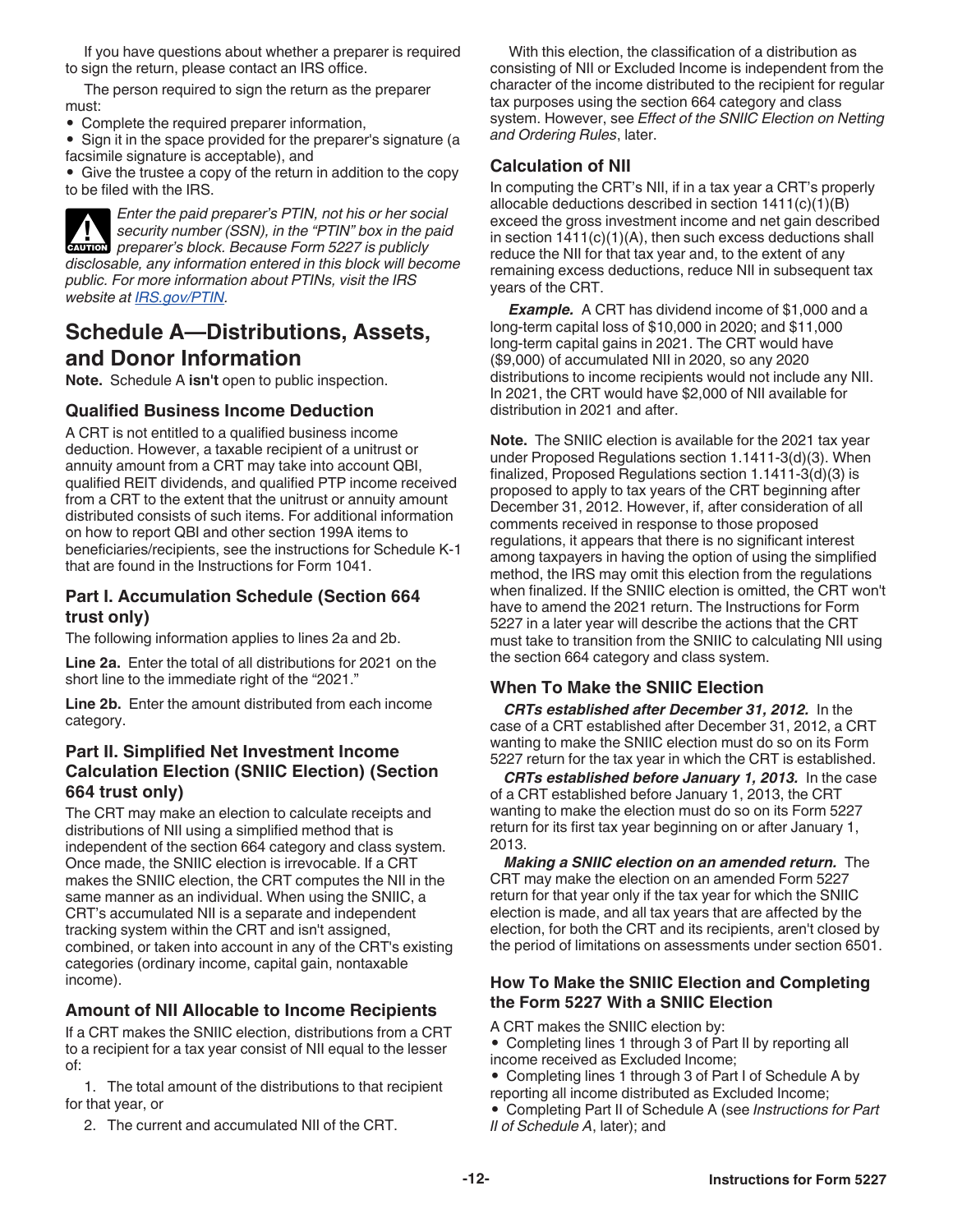If you have questions about whether a preparer is required to sign the return, please contact an IRS office.

The person required to sign the return as the preparer must:

- Complete the required preparer information,
- Sign it in the space provided for the preparer's signature (a facsimile signature is acceptable), and
- Give the trustee a copy of the return in addition to the copy to be filed with the IRS.

**CAUTION** *Enter the paid preparer's PTIN, not his or her social security number (SSN), in the "PTIN" box in the paid preparer's block. Because Form 5227 is publicly disclosable, any information entered in this block will become public. For more information about PTINs, visit the IRS website at IRS.gov/PTIN.*

# Schedule A—Distributions, Assets, and Donor Information

**Note.** Schedule A **isn't** open to public inspection.

### Qualified Business Income Deduction

A CRT is not entitled to a qualified business income deduction. However, a taxable recipient of a unitrust or annuity amount from a CRT may take into account QBI, qualified REIT dividends, and qualified PTP income received from a CRT to the extent that the unitrust or annuity amount distributed consists of such items. For additional information on how to report QBI and other section 199A items to beneficiaries/recipients, see the instructions for Schedule K-1 that are found in the Instructions for Form 1041.

### Part I. Accumulation Schedule (Section 664 trust only)

The following information applies to lines 2a and 2b.

**Line 2a.** Enter the total of all distributions for 2021 on the short line to the immediate right of the "2021."

**Line 2b.** Enter the amount distributed from each income category.

### Part II. Simplified Net Investment Income Calculation Election (SNIIC Election) (Section 664 trust only)

The CRT may make an election to calculate receipts and distributions of NII using a simplified method that is independent of the section 664 category and class system. Once made, the SNIIC election is irrevocable. If a CRT makes the SNIIC election, the CRT computes the NII in the same manner as an individual. When using the SNIIC, a CRT's accumulated NII is a separate and independent tracking system within the CRT and isn't assigned, combined, or taken into account in any of the CRT's existing categories (ordinary income, capital gain, nontaxable income).

### Amount of NII Allocable to Income Recipients

If a CRT makes the SNIIC election, distributions from a CRT to a recipient for a tax year consist of NII equal to the lesser of:

1. The total amount of the distributions to that recipient for that year, or
2. The current and accumulated NII of the CRT.

With this election, the classification of a distribution as consisting of NII or Excluded Income is independent from the character of the income distributed to the recipient for regular tax purposes using the section 664 category and class system. However, see *Effect of the SNIIC Election on Netting and Ordering Rules*, later.

### Calculation of NII

In computing the CRT's NII, if in a tax year a CRT's properly allocable deductions described in section 1411(c)(1)(B) exceed the gross investment income and net gain described in section 1411(c)(1)(A), then such excess deductions shall reduce the NII for that tax year and, to the extent of any remaining excess deductions, reduce NII in subsequent tax years of the CRT.

***Example.*** A CRT has dividend income of $1,000 and a long-term capital loss of $10,000 in 2020; and $11,000 long-term capital gains in 2021. The CRT would have ($9,000) of accumulated NII in 2020, so any 2020 distributions to income recipients would not include any NII. In 2021, the CRT would have $2,000 of NII available for distribution in 2021 and after.

**Note.** The SNIIC election is available for the 2021 tax year under Proposed Regulations section 1.1411-3(d)(3). When finalized, Proposed Regulations section 1.1411-3(d)(3) is proposed to apply to tax years of the CRT beginning after December 31, 2012. However, if, after consideration of all comments received in response to those proposed regulations, it appears that there is no significant interest among taxpayers in having the option of using the simplified method, the IRS may omit this election from the regulations when finalized. If the SNIIC election is omitted, the CRT won't have to amend the 2021 return. The Instructions for Form 5227 in a later year will describe the actions that the CRT must take to transition from the SNIIC to calculating NII using the section 664 category and class system.

### When To Make the SNIIC Election

***CRTs established after December 31, 2012.*** In the case of a CRT established after December 31, 2012, a CRT wanting to make the SNIIC election must do so on its Form 5227 return for the tax year in which the CRT is established.

***CRTs established before January 1, 2013.*** In the case of a CRT established before January 1, 2013, the CRT wanting to make the election must do so on its Form 5227 return for its first tax year beginning on or after January 1, 2013.

***Making a SNIIC election on an amended return.*** The CRT may make the election on an amended Form 5227 return for that year only if the tax year for which the SNIIC election is made, and all tax years that are affected by the election, for both the CRT and its recipients, aren't closed by the period of limitations on assessments under section 6501.

### How To Make the SNIIC Election and Completing the Form 5227 With a SNIIC Election

A CRT makes the SNIIC election by:

- Completing lines 1 through 3 of Part II by reporting all income received as Excluded Income;
- Completing lines 1 through 3 of Part I of Schedule A by reporting all income distributed as Excluded Income;
- Completing Part II of Schedule A (see *Instructions for Part II of Schedule A*, later); and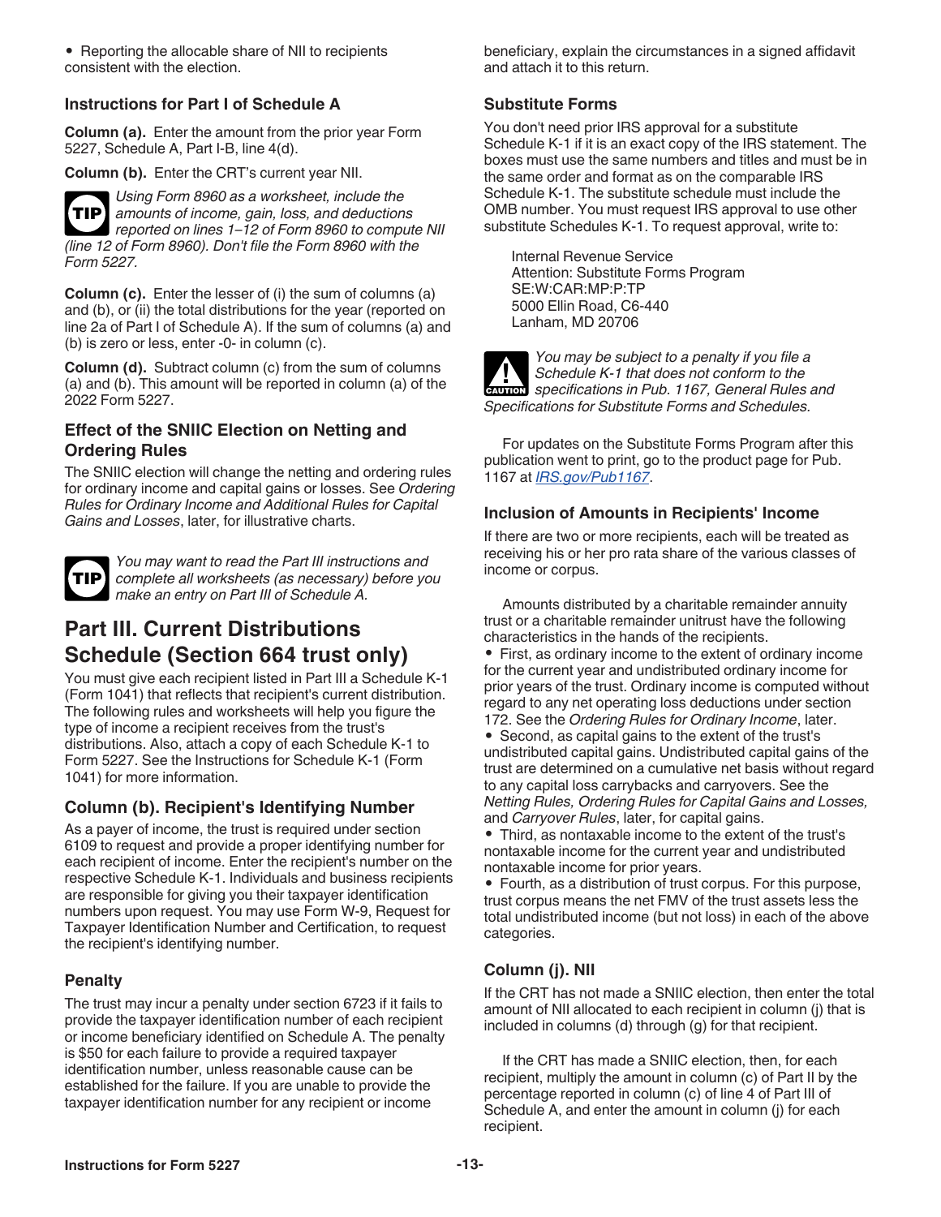- Reporting the allocable share of NII to recipients consistent with the election.

### Instructions for Part I of Schedule A

**Column (a).** Enter the amount from the prior year Form 5227, Schedule A, Part I-B, line 4(d).

**Column (b).** Enter the CRT's current year NII.

**TIP** *Using Form 8960 as a worksheet, include the amounts of income, gain, loss, and deductions reported on lines 1–12 of Form 8960 to compute NII (line 12 of Form 8960). Don't file the Form 8960 with the Form 5227.*

**Column (c).** Enter the lesser of (i) the sum of columns (a) and (b), or (ii) the total distributions for the year (reported on line 2a of Part I of Schedule A). If the sum of columns (a) and (b) is zero or less, enter -0- in column (c).

**Column (d).** Subtract column (c) from the sum of columns (a) and (b). This amount will be reported in column (a) of the 2022 Form 5227.

### Effect of the SNIIC Election on Netting and Ordering Rules

The SNIIC election will change the netting and ordering rules for ordinary income and capital gains or losses. See *Ordering Rules for Ordinary Income and Additional Rules for Capital Gains and Losses*, later, for illustrative charts.

**TIP** *You may want to read the Part III instructions and complete all worksheets (as necessary) before you make an entry on Part III of Schedule A.*

## Part III. Current Distributions Schedule (Section 664 trust only)

You must give each recipient listed in Part III a Schedule K-1 (Form 1041) that reflects that recipient's current distribution. The following rules and worksheets will help you figure the type of income a recipient receives from the trust's distributions. Also, attach a copy of each Schedule K-1 to Form 5227. See the Instructions for Schedule K-1 (Form 1041) for more information.

### Column (b). Recipient's Identifying Number

As a payer of income, the trust is required under section 6109 to request and provide a proper identifying number for each recipient of income. Enter the recipient's number on the respective Schedule K-1. Individuals and business recipients are responsible for giving you their taxpayer identification numbers upon request. You may use Form W-9, Request for Taxpayer Identification Number and Certification, to request the recipient's identifying number.

### Penalty

The trust may incur a penalty under section 6723 if it fails to provide the taxpayer identification number of each recipient or income beneficiary identified on Schedule A. The penalty is $50 for each failure to provide a required taxpayer identification number, unless reasonable cause can be established for the failure. If you are unable to provide the taxpayer identification number for any recipient or income beneficiary, explain the circumstances in a signed affidavit and attach it to this return.

### Substitute Forms

You don't need prior IRS approval for a substitute Schedule K-1 if it is an exact copy of the IRS statement. The boxes must use the same numbers and titles and must be in the same order and format as on the comparable IRS Schedule K-1. The substitute schedule must include the OMB number. You must request IRS approval to use other substitute Schedules K-1. To request approval, write to:

Internal Revenue Service
Attention: Substitute Forms Program
SE:W:CAR:MP:P:TP
5000 Ellin Road, C6-440
Lanham, MD 20706

**CAUTION** *You may be subject to a penalty if you file a Schedule K-1 that does not conform to the specifications in Pub. 1167, General Rules and Specifications for Substitute Forms and Schedules.*

For updates on the Substitute Forms Program after this publication went to print, go to the product page for Pub. 1167 at *IRS.gov/Pub1167*.

### Inclusion of Amounts in Recipients' Income

If there are two or more recipients, each will be treated as receiving his or her pro rata share of the various classes of income or corpus.

Amounts distributed by a charitable remainder annuity trust or a charitable remainder unitrust have the following characteristics in the hands of the recipients.

- First, as ordinary income to the extent of ordinary income for the current year and undistributed ordinary income for prior years of the trust. Ordinary income is computed without regard to any net operating loss deductions under section 172. See the *Ordering Rules for Ordinary Income*, later.
- Second, as capital gains to the extent of the trust's undistributed capital gains. Undistributed capital gains of the trust are determined on a cumulative net basis without regard to any capital loss carrybacks and carryovers. See the *Netting Rules, Ordering Rules for Capital Gains and Losses,* and *Carryover Rules*, later, for capital gains.
- Third, as nontaxable income to the extent of the trust's nontaxable income for the current year and undistributed nontaxable income for prior years.
- Fourth, as a distribution of trust corpus. For this purpose, trust corpus means the net FMV of the trust assets less the total undistributed income (but not loss) in each of the above categories.

### Column (j). NII

If the CRT has not made a SNIIC election, then enter the total amount of NII allocated to each recipient in column (j) that is included in columns (d) through (g) for that recipient.

If the CRT has made a SNIIC election, then, for each recipient, multiply the amount in column (c) of Part II by the percentage reported in column (c) of line 4 of Part III of Schedule A, and enter the amount in column (j) for each recipient.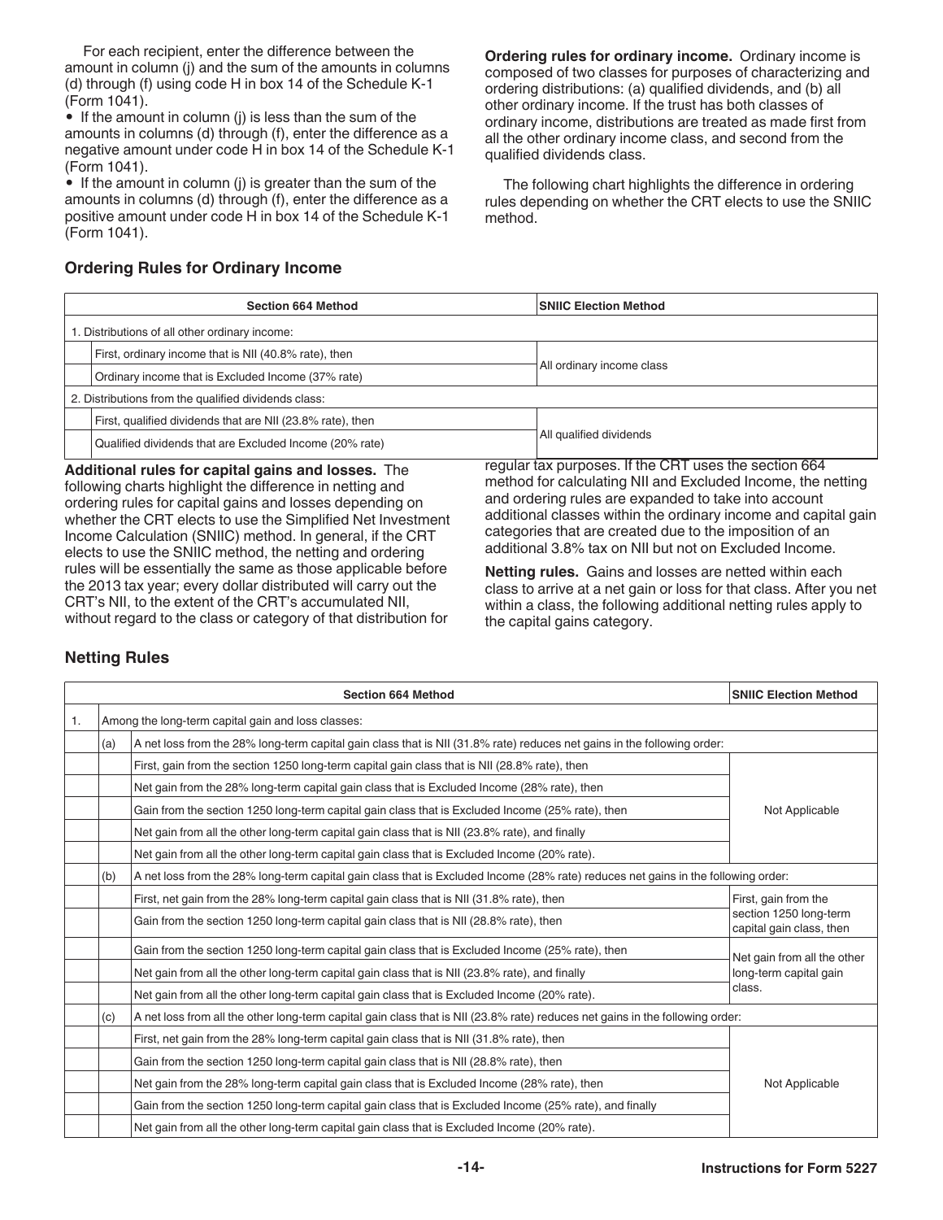For each recipient, enter the difference between the amount in column (j) and the sum of the amounts in columns (d) through (f) using code H in box 14 of the Schedule K-1 (Form 1041).

- If the amount in column (j) is less than the sum of the amounts in columns (d) through (f), enter the difference as a negative amount under code H in box 14 of the Schedule K-1 (Form 1041).
- If the amount in column (j) is greater than the sum of the amounts in columns (d) through (f), enter the difference as a positive amount under code H in box 14 of the Schedule K-1 (Form 1041).

**Ordering rules for ordinary income.** Ordinary income is composed of two classes for purposes of characterizing and ordering distributions: (a) qualified dividends, and (b) all other ordinary income. If the trust has both classes of ordinary income, distributions are treated as made first from all the other ordinary income class, and second from the qualified dividends class.

The following chart highlights the difference in ordering rules depending on whether the CRT elects to use the SNIIC method.

### Ordering Rules for Ordinary Income

| Section 664 Method | SNIIC Election Method |
|---|---|
| 1. Distributions of all other ordinary income: | |
| First, ordinary income that is NII (40.8% rate), then | All ordinary income class |
| Ordinary income that is Excluded Income (37% rate) | |
| 2. Distributions from the qualified dividends class: | |
| First, qualified dividends that are NII (23.8% rate), then | All qualified dividends |
| Qualified dividends that are Excluded Income (20% rate) | |

**Additional rules for capital gains and losses.** The following charts highlight the difference in netting and ordering rules for capital gains and losses depending on whether the CRT elects to use the Simplified Net Investment Income Calculation (SNIIC) method. In general, if the CRT elects to use the SNIIC method, the netting and ordering rules will be essentially the same as those applicable before the 2013 tax year; every dollar distributed will carry out the CRT's NII, to the extent of the CRT's accumulated NII, without regard to the class or category of that distribution for regular tax purposes. If the CRT uses the section 664 method for calculating NII and Excluded Income, the netting and ordering rules are expanded to take into account additional classes within the ordinary income and capital gain categories that are created due to the imposition of an additional 3.8% tax on NII but not on Excluded Income.

**Netting rules.** Gains and losses are netted within each class to arrive at a net gain or loss for that class. After you net within a class, the following additional netting rules apply to the capital gains category.

### Netting Rules

| | | Section 664 Method | SNIIC Election Method |
|---|---|---|---|
| 1. | Among the long-term capital gain and loss classes: | | |
| | (a) | A net loss from the 28% long-term capital gain class that is NII (31.8% rate) reduces net gains in the following order: | |
| | | First, gain from the section 1250 long-term capital gain class that is NII (28.8% rate), then | Not Applicable |
| | | Net gain from the 28% long-term capital gain class that is Excluded Income (28% rate), then | |
| | | Gain from the section 1250 long-term capital gain class that is Excluded Income (25% rate), then | |
| | | Net gain from all the other long-term capital gain class that is NII (23.8% rate), and finally | |
| | | Net gain from all the other long-term capital gain class that is Excluded Income (20% rate). | |
| | (b) | A net loss from the 28% long-term capital gain class that is Excluded Income (28% rate) reduces net gains in the following order: | |
| | | First, net gain from the 28% long-term capital gain class that is NII (31.8% rate), then | First, gain from the section 1250 long-term capital gain class, then |
| | | Gain from the section 1250 long-term capital gain class that is NII (28.8% rate), then | |
| | | Gain from the section 1250 long-term capital gain class that is Excluded Income (25% rate), then | Net gain from all the other long-term capital gain class. |
| | | Net gain from all the other long-term capital gain class that is NII (23.8% rate), and finally | |
| | | Net gain from all the other long-term capital gain class that is Excluded Income (20% rate). | |
| | (c) | A net loss from all the other long-term capital gain class that is NII (23.8% rate) reduces net gains in the following order: | |
| | | First, net gain from the 28% long-term capital gain class that is NII (31.8% rate), then | Not Applicable |
| | | Gain from the section 1250 long-term capital gain class that is NII (28.8% rate), then | |
| | | Net gain from the 28% long-term capital gain class that is Excluded Income (28% rate), then | |
| | | Gain from the section 1250 long-term capital gain class that is Excluded Income (25% rate), and finally | |
| | | Net gain from all the other long-term capital gain class that is Excluded Income (20% rate). | |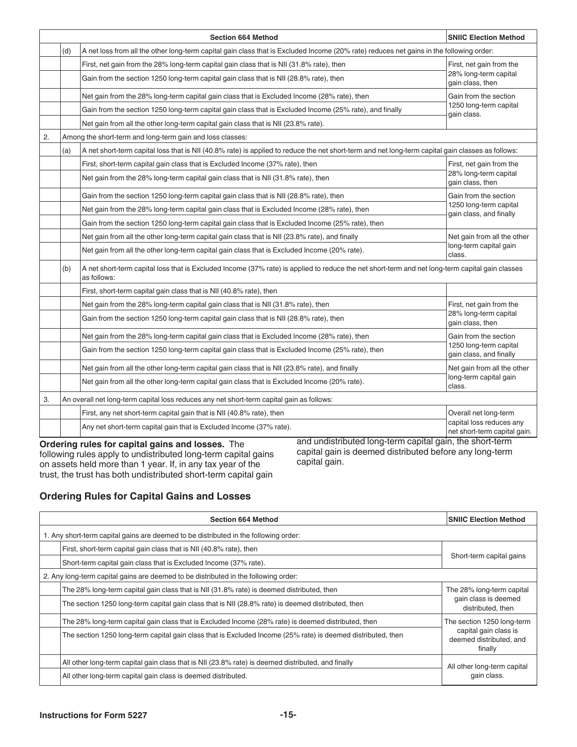| | | Section 664 Method | SNIIC Election Method |
|---|---|---|---|
| | (d) | A net loss from all the other long-term capital gain class that is Excluded Income (20% rate) reduces net gains in the following order: | |
| | | First, net gain from the 28% long-term capital gain class that is NII (31.8% rate), then | First, net gain from the 28% long-term capital gain class, then |
| | | Gain from the section 1250 long-term capital gain class that is NII (28.8% rate), then | |
| | | Net gain from the 28% long-term capital gain class that is Excluded Income (28% rate), then | Gain from the section 1250 long-term capital gain class. |
| | | Gain from the section 1250 long-term capital gain class that is Excluded Income (25% rate), and finally | |
| | | Net gain from all the other long-term capital gain class that is NII (23.8% rate). | |
| 2. | | Among the short-term and long-term gain and loss classes: | |
| | (a) | A net short-term capital loss that is NII (40.8% rate) is applied to reduce the net short-term and net long-term capital gain classes as follows: | |
| | | First, short-term capital gain class that is Excluded Income (37% rate), then | First, net gain from the 28% long-term capital gain class, then |
| | | Net gain from the 28% long-term capital gain class that is NII (31.8% rate), then | |
| | | Gain from the section 1250 long-term capital gain class that is NII (28.8% rate), then | Gain from the section 1250 long-term capital gain class, and finally |
| | | Net gain from the 28% long-term capital gain class that is Excluded Income (28% rate), then | |
| | | Gain from the section 1250 long-term capital gain class that is Excluded Income (25% rate), then | |
| | | Net gain from all the other long-term capital gain class that is NII (23.8% rate), and finally | Net gain from all the other long-term capital gain class. |
| | | Net gain from all the other long-term capital gain class that is Excluded Income (20% rate). | |
| | (b) | A net short-term capital loss that is Excluded Income (37% rate) is applied to reduce the net short-term and net long-term capital gain classes as follows: | |
| | | First, short-term capital gain class that is NII (40.8% rate), then | |
| | | Net gain from the 28% long-term capital gain class that is NII (31.8% rate), then | First, net gain from the 28% long-term capital gain class, then |
| | | Gain from the section 1250 long-term capital gain class that is NII (28.8% rate), then | |
| | | Net gain from the 28% long-term capital gain class that is Excluded Income (28% rate), then | Gain from the section 1250 long-term capital gain class, and finally |
| | | Gain from the section 1250 long-term capital gain class that is Excluded Income (25% rate), then | |
| | | Net gain from all the other long-term capital gain class that is NII (23.8% rate), and finally | Net gain from all the other long-term capital gain class. |
| | | Net gain from all the other long-term capital gain class that is Excluded Income (20% rate). | |
| 3. | | An overall net long-term capital loss reduces any net short-term capital gain as follows: | |
| | | First, any net short-term capital gain that is NII (40.8% rate), then | Overall net long-term capital loss reduces any net short-term capital gain. |
| | | Any net short-term capital gain that is Excluded Income (37% rate). | |

**Ordering rules for capital gains and losses.** The following rules apply to undistributed long-term capital gains on assets held more than 1 year. If, in any tax year of the trust, the trust has both undistributed short-term capital gain and undistributed long-term capital gain, the short-term capital gain is deemed distributed before any long-term capital gain.

## Ordering Rules for Capital Gains and Losses

| | Section 664 Method | SNIIC Election Method |
|---|---|---|
| 1. Any short-term capital gains are deemed to be distributed in the following order: | | |
| | First, short-term capital gain class that is NII (40.8% rate), then | Short-term capital gains |
| | Short-term capital gain class that is Excluded Income (37% rate). | |
| 2. Any long-term capital gains are deemed to be distributed in the following order: | | |
| | The 28% long-term capital gain class that is NII (31.8% rate) is deemed distributed, then | The 28% long-term capital gain class is deemed distributed, then |
| | The section 1250 long-term capital gain class that is NII (28.8% rate) is deemed distributed, then | |
| | The 28% long-term capital gain class that is Excluded Income (28% rate) is deemed distributed, then | The section 1250 long-term capital gain class is deemed distributed, and finally |
| | The section 1250 long-term capital gain class that is Excluded Income (25% rate) is deemed distributed, then | |
| | All other long-term capital gain class that is NII (23.8% rate) is deemed distributed, and finally | All other long-term capital gain class. |
| | All other long-term capital gain class is deemed distributed. | |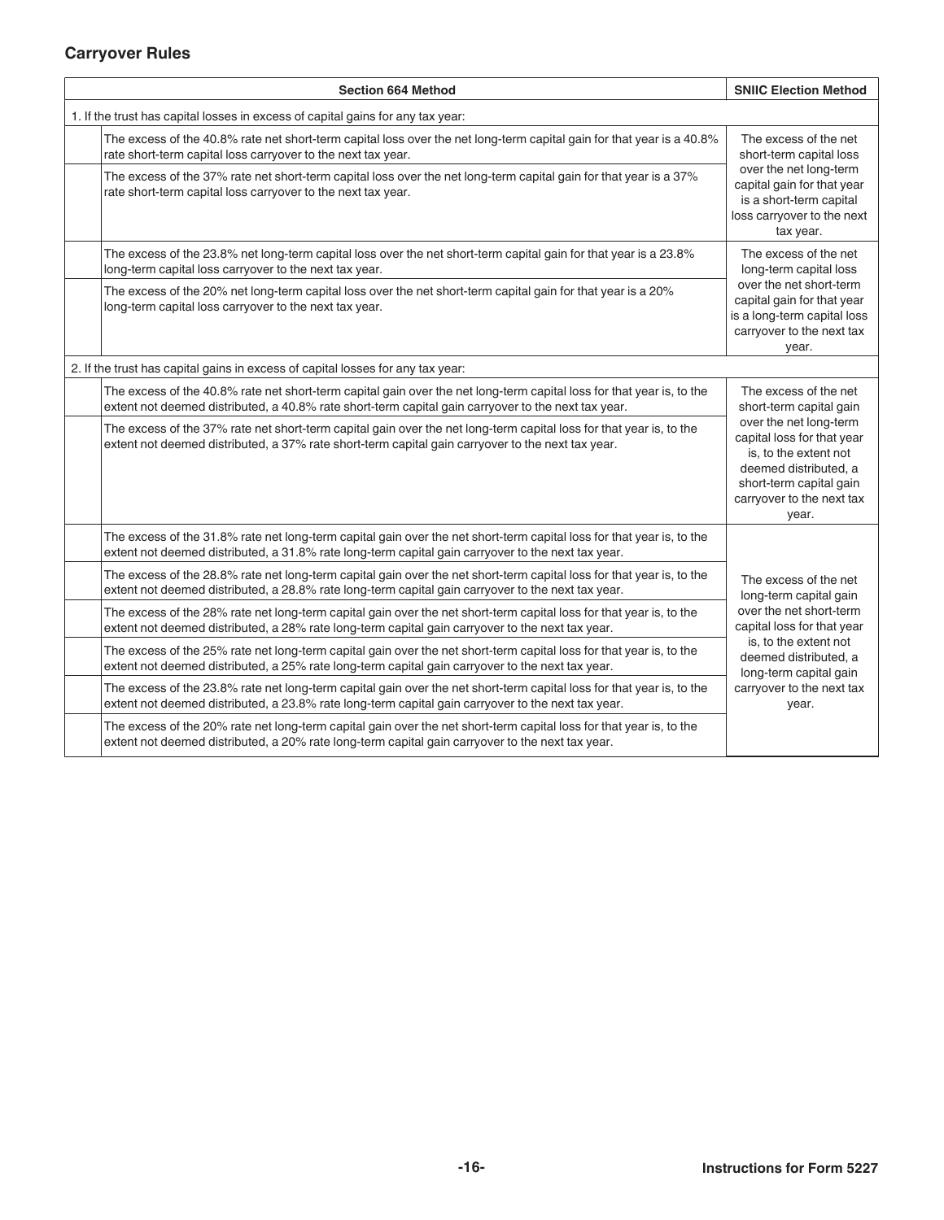## Carryover Rules

| Section 664 Method | SNIIC Election Method |
|---|---|
| 1. If the trust has capital losses in excess of capital gains for any tax year: | |
| The excess of the 40.8% rate net short-term capital loss over the net long-term capital gain for that year is a 40.8% rate short-term capital loss carryover to the next tax year. | The excess of the net short-term capital loss over the net long-term capital gain for that year is a short-term capital loss carryover to the next tax year. |
| The excess of the 37% rate net short-term capital loss over the net long-term capital gain for that year is a 37% rate short-term capital loss carryover to the next tax year. | |
| The excess of the 23.8% net long-term capital loss over the net short-term capital gain for that year is a 23.8% long-term capital loss carryover to the next tax year. | The excess of the net long-term capital loss over the net short-term capital gain for that year is a long-term capital loss carryover to the next tax year. |
| The excess of the 20% net long-term capital loss over the net short-term capital gain for that year is a 20% long-term capital loss carryover to the next tax year. | |
| 2. If the trust has capital gains in excess of capital losses for any tax year: | |
| The excess of the 40.8% rate net short-term capital gain over the net long-term capital loss for that year is, to the extent not deemed distributed, a 40.8% rate short-term capital gain carryover to the next tax year. | The excess of the net short-term capital gain over the net long-term capital loss for that year is, to the extent not deemed distributed, a short-term capital gain carryover to the next tax year. |
| The excess of the 37% rate net short-term capital gain over the net long-term capital loss for that year is, to the extent not deemed distributed, a 37% rate short-term capital gain carryover to the next tax year. | |
| The excess of the 31.8% rate net long-term capital gain over the net short-term capital loss for that year is, to the extent not deemed distributed, a 31.8% rate long-term capital gain carryover to the next tax year. | The excess of the net long-term capital gain over the net short-term capital loss for that year is, to the extent not deemed distributed, a long-term capital gain carryover to the next tax year. |
| The excess of the 28.8% rate net long-term capital gain over the net short-term capital loss for that year is, to the extent not deemed distributed, a 28.8% rate long-term capital gain carryover to the next tax year. | |
| The excess of the 28% rate net long-term capital gain over the net short-term capital loss for that year is, to the extent not deemed distributed, a 28% rate long-term capital gain carryover to the next tax year. | |
| The excess of the 25% rate net long-term capital gain over the net short-term capital loss for that year is, to the extent not deemed distributed, a 25% rate long-term capital gain carryover to the next tax year. | |
| The excess of the 23.8% rate net long-term capital gain over the net short-term capital loss for that year is, to the extent not deemed distributed, a 23.8% rate long-term capital gain carryover to the next tax year. | |
| The excess of the 20% rate net long-term capital gain over the net short-term capital loss for that year is, to the extent not deemed distributed, a 20% rate long-term capital gain carryover to the next tax year. | |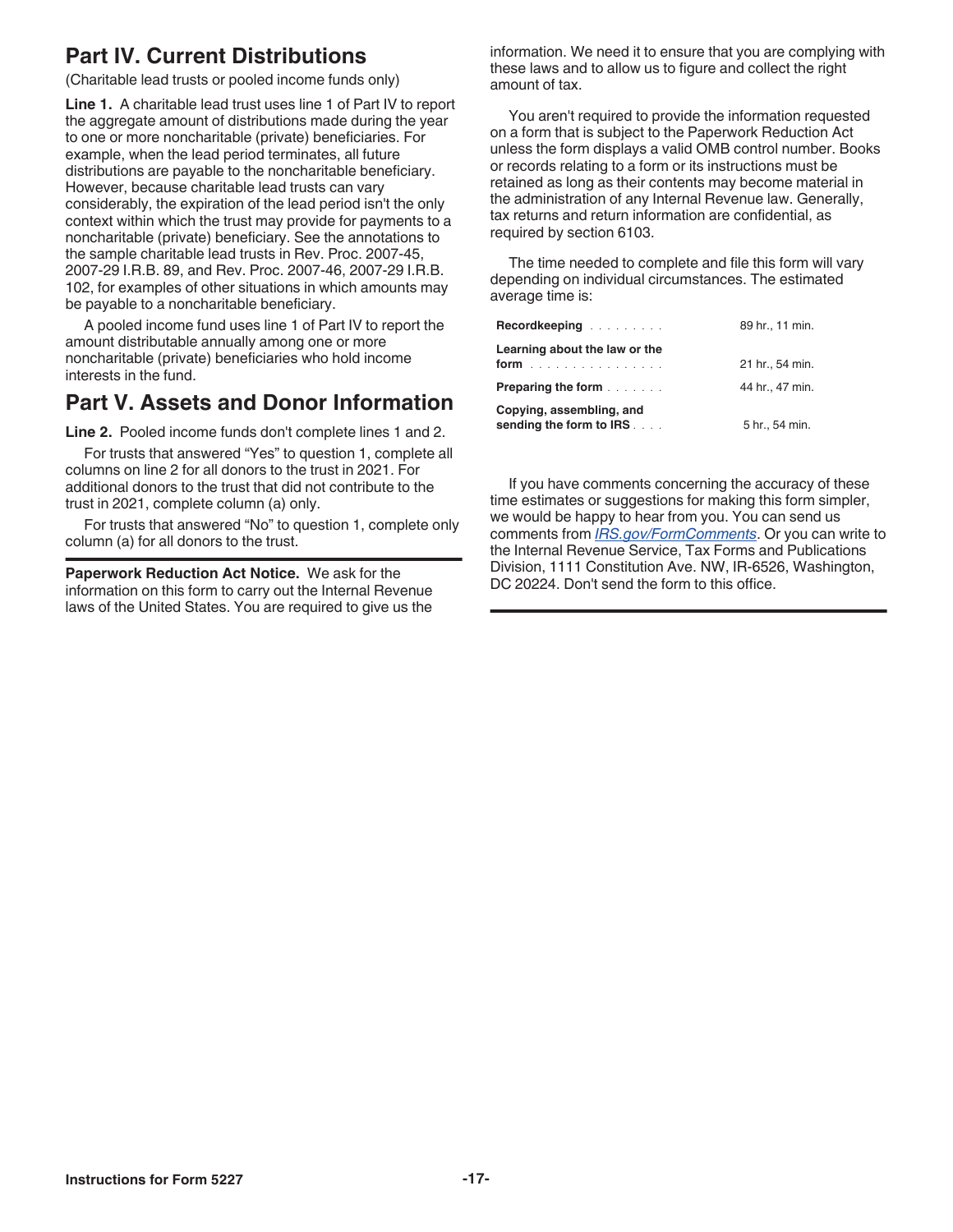## Part IV. Current Distributions

(Charitable lead trusts or pooled income funds only)

**Line 1.** A charitable lead trust uses line 1 of Part IV to report the aggregate amount of distributions made during the year to one or more noncharitable (private) beneficiaries. For example, when the lead period terminates, all future distributions are payable to the noncharitable beneficiary. However, because charitable lead trusts can vary considerably, the expiration of the lead period isn't the only context within which the trust may provide for payments to a noncharitable (private) beneficiary. See the annotations to the sample charitable lead trusts in Rev. Proc. 2007-45, 2007-29 I.R.B. 89, and Rev. Proc. 2007-46, 2007-29 I.R.B. 102, for examples of other situations in which amounts may be payable to a noncharitable beneficiary.

A pooled income fund uses line 1 of Part IV to report the amount distributable annually among one or more noncharitable (private) beneficiaries who hold income interests in the fund.

## Part V. Assets and Donor Information

**Line 2.** Pooled income funds don't complete lines 1 and 2.

For trusts that answered "Yes" to question 1, complete all columns on line 2 for all donors to the trust in 2021. For additional donors to the trust that did not contribute to the trust in 2021, complete column (a) only.

For trusts that answered "No" to question 1, complete only column (a) for all donors to the trust.

**Paperwork Reduction Act Notice.** We ask for the information on this form to carry out the Internal Revenue laws of the United States. You are required to give us the information. We need it to ensure that you are complying with these laws and to allow us to figure and collect the right amount of tax.

You aren't required to provide the information requested on a form that is subject to the Paperwork Reduction Act unless the form displays a valid OMB control number. Books or records relating to a form or its instructions must be retained as long as their contents may become material in the administration of any Internal Revenue law. Generally, tax returns and return information are confidential, as required by section 6103.

The time needed to complete and file this form will vary depending on individual circumstances. The estimated average time is:

| | |
|---|---|
| **Recordkeeping** | 89 hr., 11 min. |
| **Learning about the law or the form** | 21 hr., 54 min. |
| **Preparing the form** | 44 hr., 47 min. |
| **Copying, assembling, and sending the form to IRS** | 5 hr., 54 min. |

If you have comments concerning the accuracy of these time estimates or suggestions for making this form simpler, we would be happy to hear from you. You can send us comments from *IRS.gov/FormComments*. Or you can write to the Internal Revenue Service, Tax Forms and Publications Division, 1111 Constitution Ave. NW, IR-6526, Washington, DC 20224. Don't send the form to this office.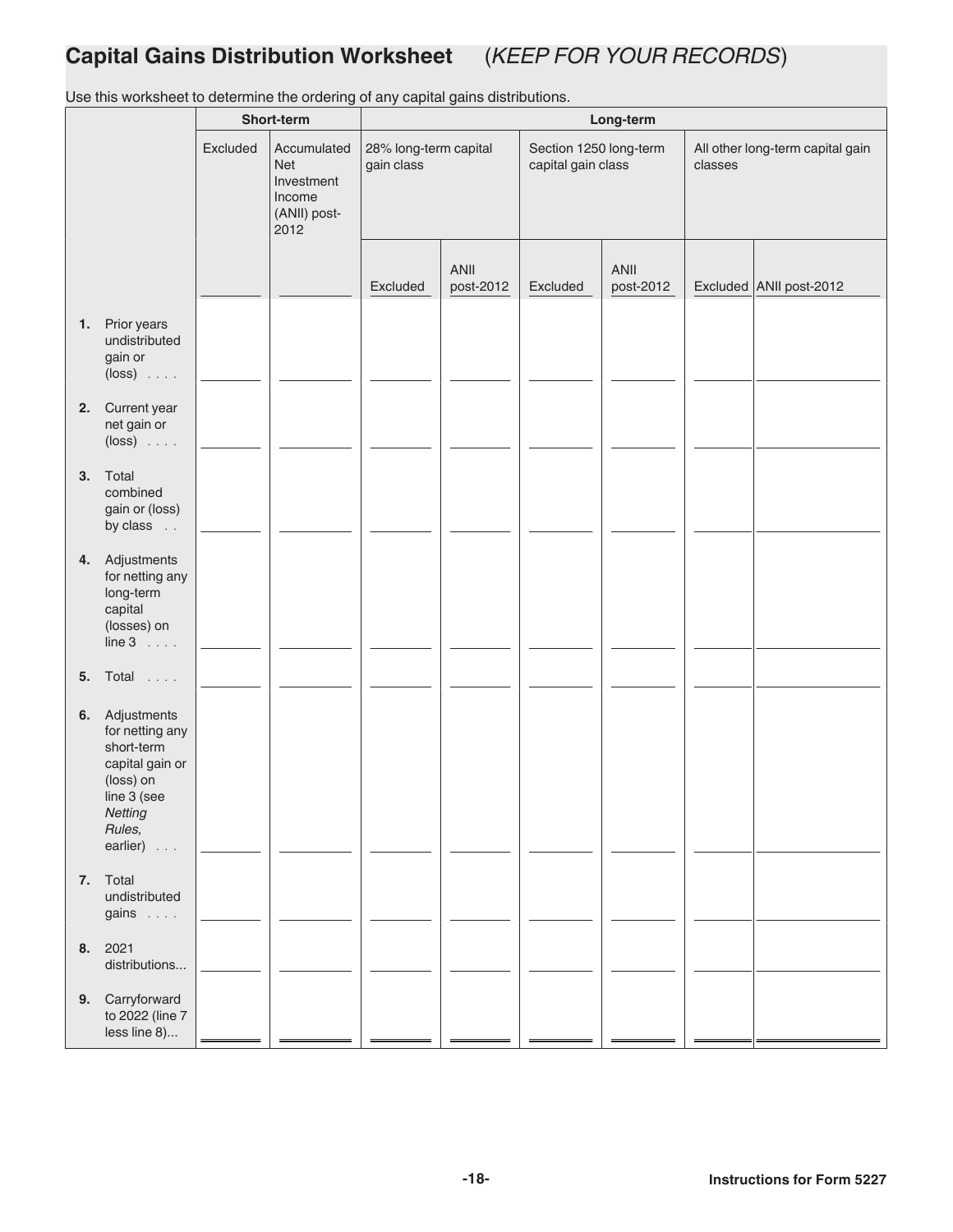## Capital Gains Distribution Worksheet (*KEEP FOR YOUR RECORDS*)

Use this worksheet to determine the ordering of any capital gains distributions.

| | Short-term | | Long-term | | | | | |
|---|---|---|---|---|---|---|---|---|
| | Excluded | Accumulated Net Investment Income (ANII) post-2012 | 28% long-term capital gain class | | Section 1250 long-term capital gain class | | All other long-term capital gain classes | |
| | | | Excluded | ANII post-2012 | Excluded | ANII post-2012 | Excluded | ANII post-2012 |
| **1.** Prior years undistributed gain or (loss) . . . . | | | | | | | | |
| **2.** Current year net gain or (loss) . . . . | | | | | | | | |
| **3.** Total combined gain or (loss) by class . . | | | | | | | | |
| **4.** Adjustments for netting any long-term capital (losses) on line 3 . . . . | | | | | | | | |
| **5.** Total . . . . | | | | | | | | |
| **6.** Adjustments for netting any short-term capital gain or (loss) on line 3 (see *Netting Rules,* earlier) . . . | | | | | | | | |
| **7.** Total undistributed gains . . . . | | | | | | | | |
| **8.** 2021 distributions... | | | | | | | | |
| **9.** Carryforward to 2022 (line 7 less line 8)... | | | | | | | | |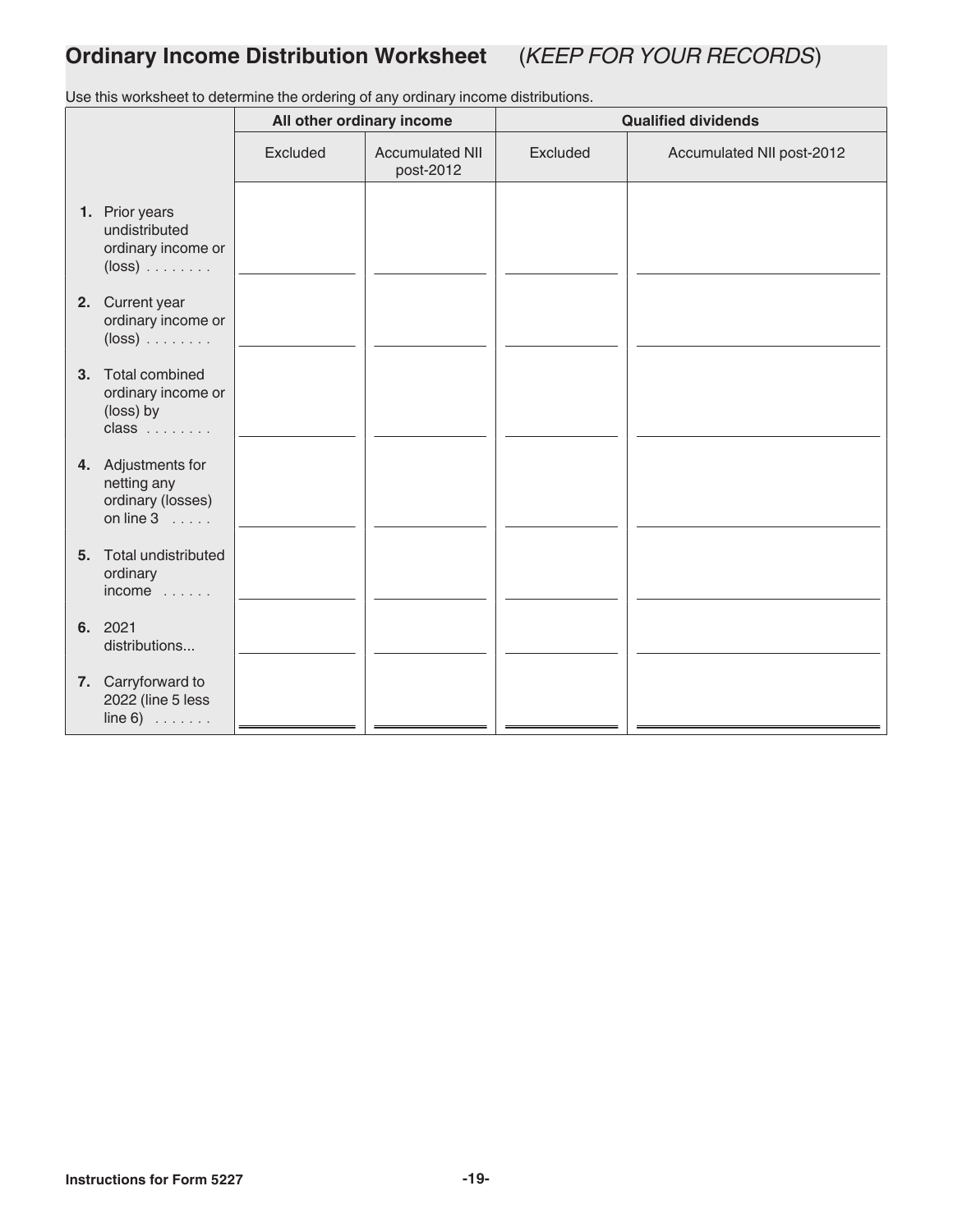## Ordinary Income Distribution Worksheet (*KEEP FOR YOUR RECORDS*)

Use this worksheet to determine the ordering of any ordinary income distributions.

| | All other ordinary income | | Qualified dividends | |
|---|---|---|---|---|
| | Excluded | Accumulated NII post-2012 | Excluded | Accumulated NII post-2012 |
| **1.** Prior years undistributed ordinary income or (loss) . . . . . . . . | | | | |
| **2.** Current year ordinary income or (loss) . . . . . . . . | | | | |
| **3.** Total combined ordinary income or (loss) by class . . . . . . . . | | | | |
| **4.** Adjustments for netting any ordinary (losses) on line 3 . . . . . | | | | |
| **5.** Total undistributed ordinary income . . . . . . | | | | |
| **6.** 2021 distributions... | | | | |
| **7.** Carryforward to 2022 (line 5 less line 6) . . . . . . . | | | | |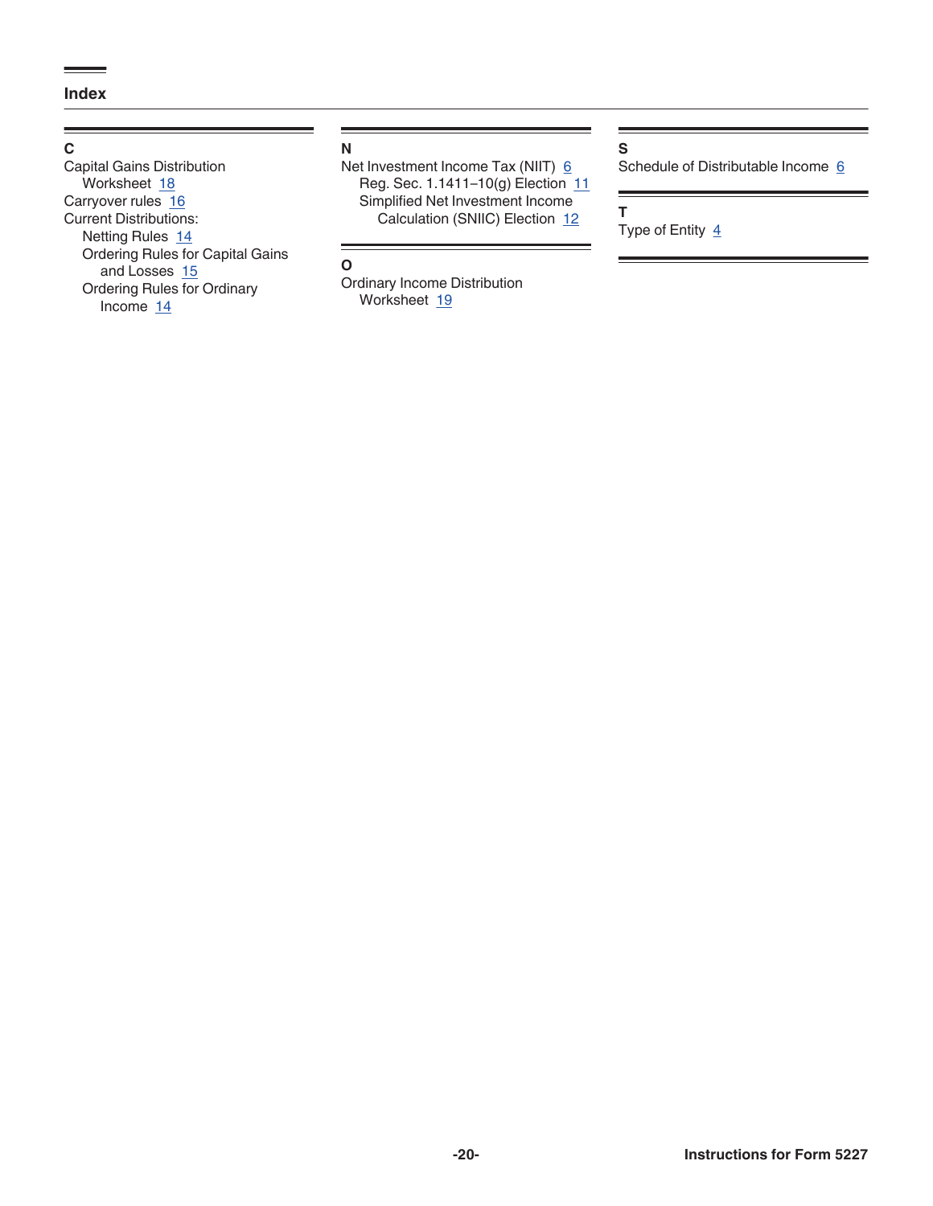## Index

**C**

Capital Gains Distribution Worksheet 18

Carryover rules 16

Current Distributions:

- Netting Rules 14
- Ordering Rules for Capital Gains and Losses 15
- Ordering Rules for Ordinary Income 14

**N**

Net Investment Income Tax (NIIT) 6

- Reg. Sec. 1.1411–10(g) Election 11
- Simplified Net Investment Income Calculation (SNIIC) Election 12

**O**

Ordinary Income Distribution Worksheet 19

**S**

Schedule of Distributable Income 6

**T**

Type of Entity 4